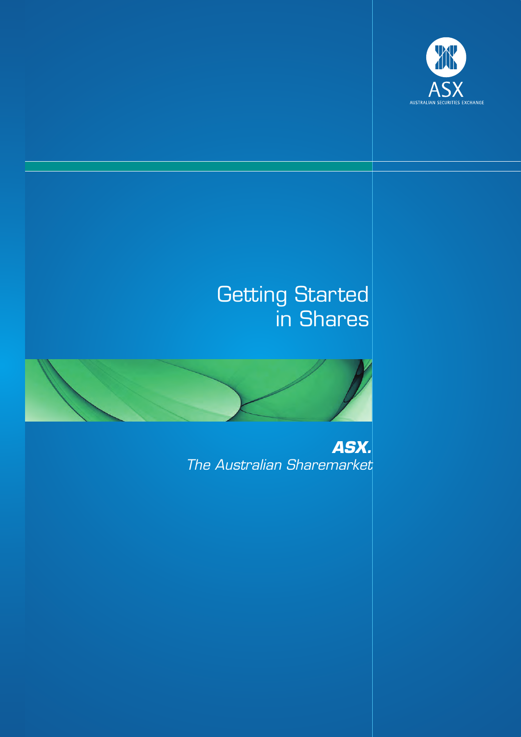ASX

AUSTRALIAN SECURITIES EXCHANGE

# Getting Started in Shares

***ASX.***

*The Australian Sharemarket*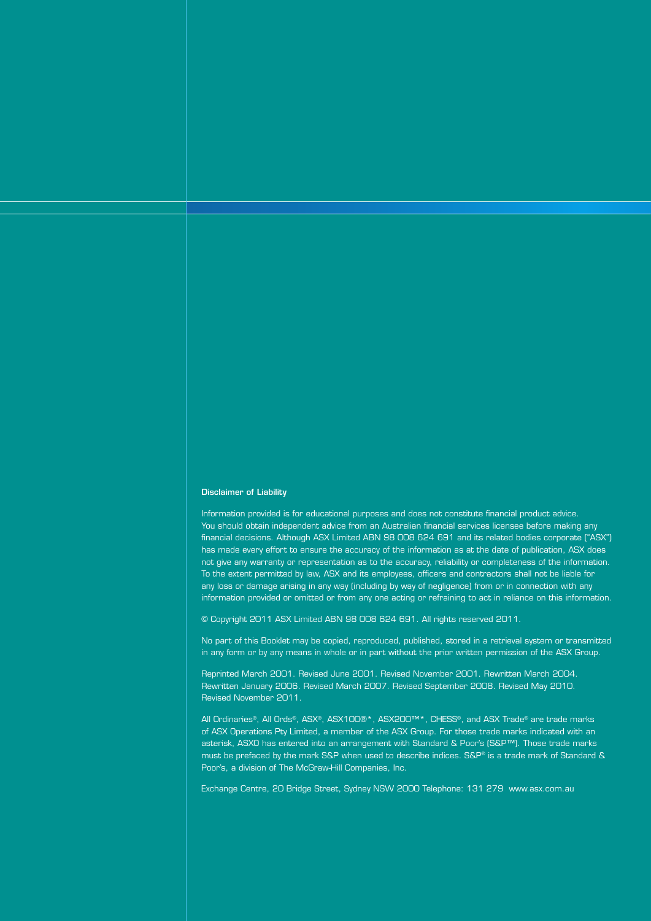**Disclaimer of Liability**

Information provided is for educational purposes and does not constitute financial product advice. You should obtain independent advice from an Australian financial services licensee before making any financial decisions. Although ASX Limited ABN 98 008 624 691 and its related bodies corporate ("ASX") has made every effort to ensure the accuracy of the information as at the date of publication, ASX does not give any warranty or representation as to the accuracy, reliability or completeness of the information. To the extent permitted by law, ASX and its employees, officers and contractors shall not be liable for any loss or damage arising in any way (including by way of negligence) from or in connection with any information provided or omitted or from any one acting or refraining to act in reliance on this information.

© Copyright 2011 ASX Limited ABN 98 008 624 691. All rights reserved 2011.

No part of this Booklet may be copied, reproduced, published, stored in a retrieval system or transmitted in any form or by any means in whole or in part without the prior written permission of the ASX Group.

Reprinted March 2001. Revised June 2001. Revised November 2001. Rewritten March 2004. Rewritten January 2006. Revised March 2007. Revised September 2008. Revised May 2010. Revised November 2011.

All Ordinaries®, All Ords®, ASX®, ASX100®*, ASX200™*, CHESS®, and ASX Trade® are trade marks of ASX Operations Pty Limited, a member of the ASX Group. For those trade marks indicated with an asterisk, ASXO has entered into an arrangement with Standard & Poor's (S&P™). Those trade marks must be prefaced by the mark S&P when used to describe indices. S&P® is a trade mark of Standard & Poor's, a division of The McGraw-Hill Companies, Inc.

Exchange Centre, 20 Bridge Street, Sydney NSW 2000 Telephone: 131 279 www.asx.com.au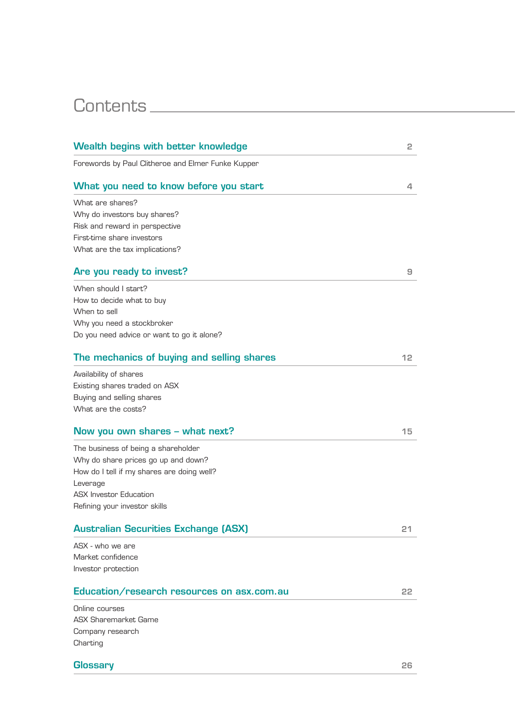# Contents

## Wealth begins with better knowledge — 2

Forewords by Paul Clitheroe and Elmer Funke Kupper

## What you need to know before you start — 4

What are shares?
Why do investors buy shares?
Risk and reward in perspective
First-time share investors
What are the tax implications?

## Are you ready to invest? — 9

When should I start?
How to decide what to buy
When to sell
Why you need a stockbroker
Do you need advice or want to go it alone?

## The mechanics of buying and selling shares — 12

Availability of shares
Existing shares traded on ASX
Buying and selling shares
What are the costs?

## Now you own shares – what next? — 15

The business of being a shareholder
Why do share prices go up and down?
How do I tell if my shares are doing well?
Leverage
ASX Investor Education
Refining your investor skills

## Australian Securities Exchange (ASX) — 21

ASX - who we are
Market confidence
Investor protection

## Education/research resources on asx.com.au — 22

Online courses
ASX Sharemarket Game
Company research
Charting

## Glossary — 26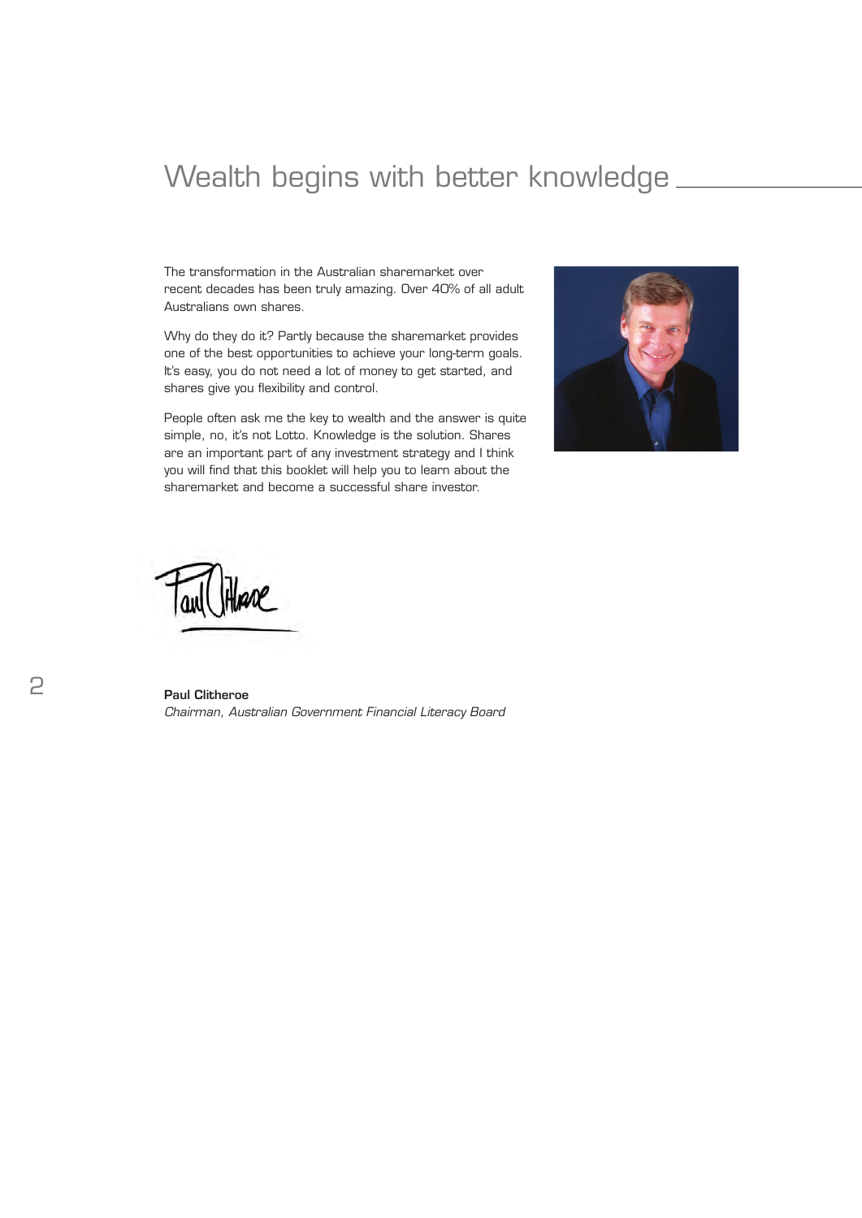# Wealth begins with better knowledge

The transformation in the Australian sharemarket over recent decades has been truly amazing. Over 40% of all adult Australians own shares.

Why do they do it? Partly because the sharemarket provides one of the best opportunities to achieve your long-term goals. It's easy, you do not need a lot of money to get started, and shares give you flexibility and control.

People often ask me the key to wealth and the answer is quite simple, no, it's not Lotto. Knowledge is the solution. Shares are an important part of any investment strategy and I think you will find that this booklet will help you to learn about the sharemarket and become a successful share investor.

**Paul Clitheroe**
*Chairman, Australian Government Financial Literacy Board*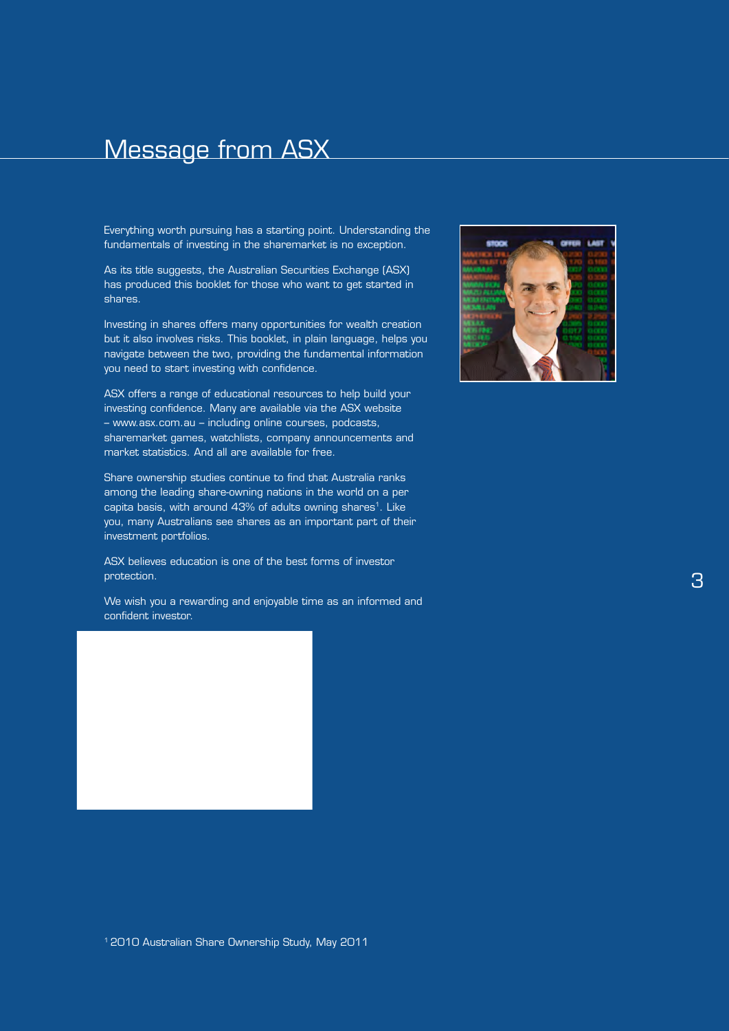# Message from ASX

Everything worth pursuing has a starting point. Understanding the fundamentals of investing in the sharemarket is no exception.

As its title suggests, the Australian Securities Exchange (ASX) has produced this booklet for those who want to get started in shares.

Investing in shares offers many opportunities for wealth creation but it also involves risks. This booklet, in plain language, helps you navigate between the two, providing the fundamental information you need to start investing with confidence.

ASX offers a range of educational resources to help build your investing confidence. Many are available via the ASX website – www.asx.com.au – including online courses, podcasts, sharemarket games, watchlists, company announcements and market statistics. And all are available for free.

Share ownership studies continue to find that Australia ranks among the leading share-owning nations in the world on a per capita basis, with around 43% of adults owning shares[1]. Like you, many Australians see shares as an important part of their investment portfolios.

ASX believes education is one of the best forms of investor protection.

We wish you a rewarding and enjoyable time as an informed and confident investor.

[1] 2010 Australian Share Ownership Study, May 2011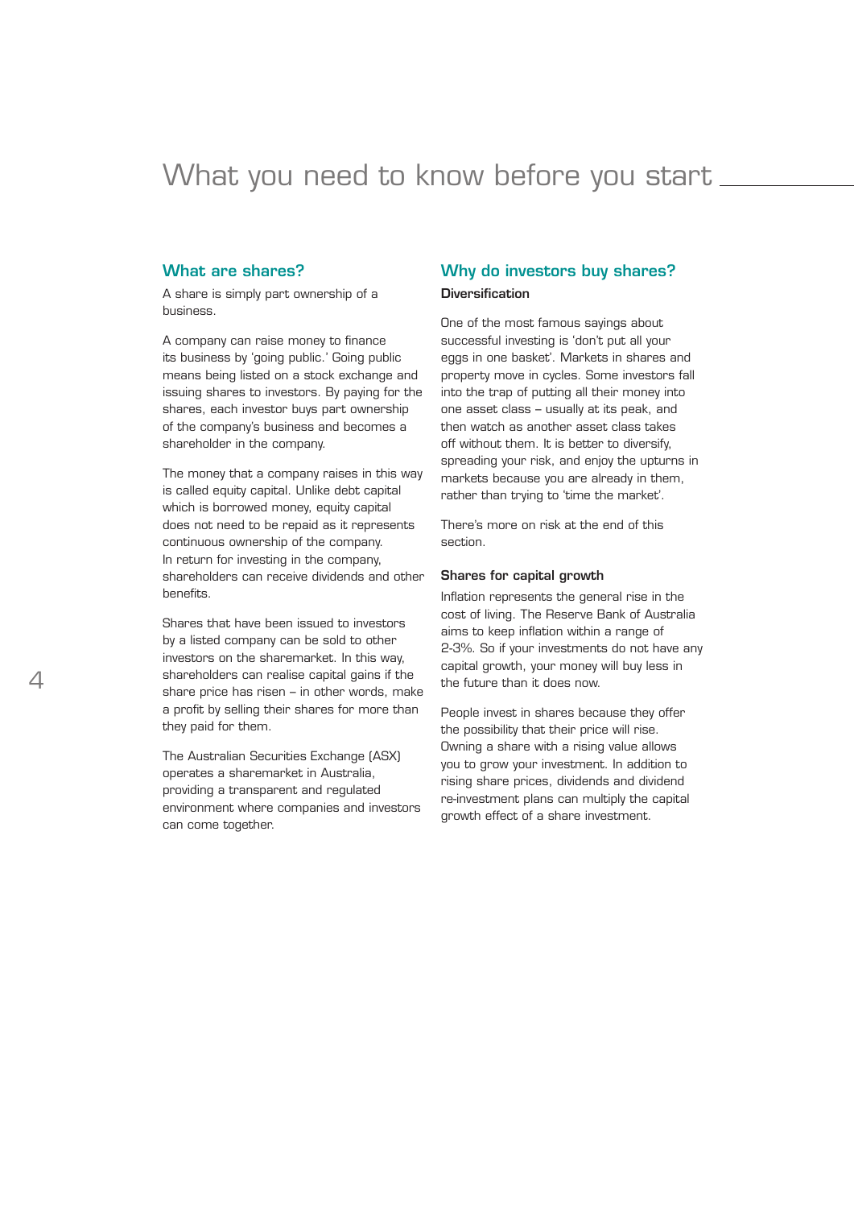# What you need to know before you start

## What are shares?

A share is simply part ownership of a business.

A company can raise money to finance its business by 'going public.' Going public means being listed on a stock exchange and issuing shares to investors. By paying for the shares, each investor buys part ownership of the company's business and becomes a shareholder in the company.

The money that a company raises in this way is called equity capital. Unlike debt capital which is borrowed money, equity capital does not need to be repaid as it represents continuous ownership of the company. In return for investing in the company, shareholders can receive dividends and other benefits.

Shares that have been issued to investors by a listed company can be sold to other investors on the sharemarket. In this way, shareholders can realise capital gains if the share price has risen – in other words, make a profit by selling their shares for more than they paid for them.

The Australian Securities Exchange (ASX) operates a sharemarket in Australia, providing a transparent and regulated environment where companies and investors can come together.

## Why do investors buy shares?

### Diversification

One of the most famous sayings about successful investing is 'don't put all your eggs in one basket'. Markets in shares and property move in cycles. Some investors fall into the trap of putting all their money into one asset class – usually at its peak, and then watch as another asset class takes off without them. It is better to diversify, spreading your risk, and enjoy the upturns in markets because you are already in them, rather than trying to 'time the market'.

There's more on risk at the end of this section.

### Shares for capital growth

Inflation represents the general rise in the cost of living. The Reserve Bank of Australia aims to keep inflation within a range of 2-3%. So if your investments do not have any capital growth, your money will buy less in the future than it does now.

People invest in shares because they offer the possibility that their price will rise. Owning a share with a rising value allows you to grow your investment. In addition to rising share prices, dividends and dividend re-investment plans can multiply the capital growth effect of a share investment.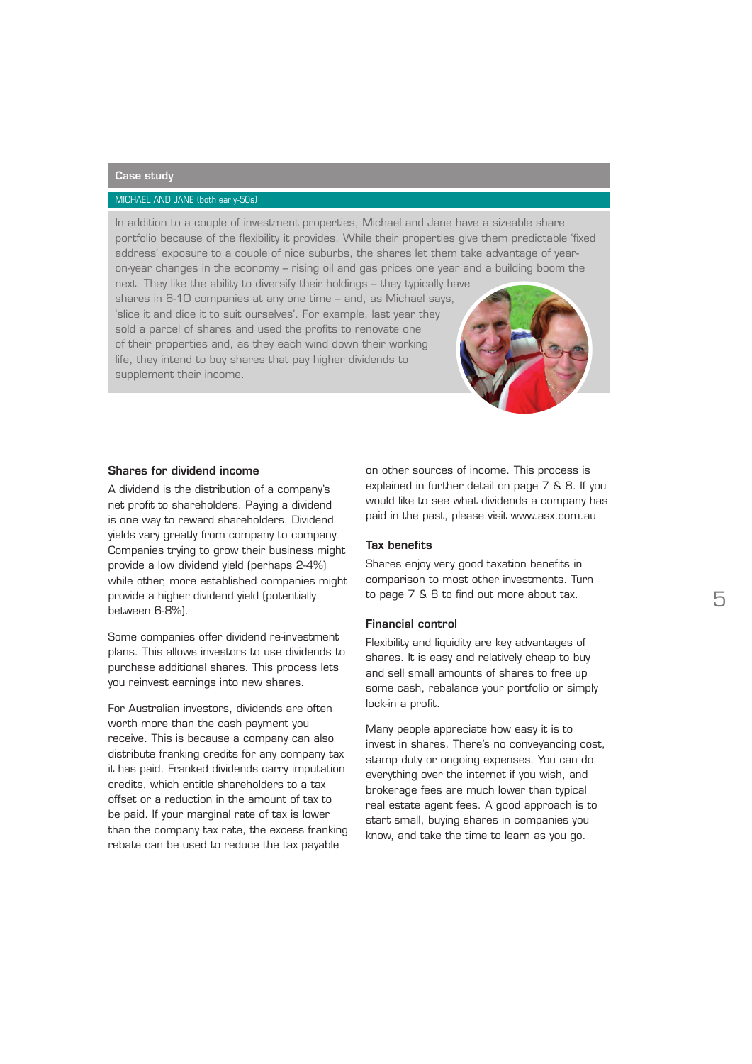### Case study

MICHAEL AND JANE (both early-50s)

In addition to a couple of investment properties, Michael and Jane have a sizeable share portfolio because of the flexibility it provides. While their properties give them predictable 'fixed address' exposure to a couple of nice suburbs, the shares let them take advantage of year-on-year changes in the economy – rising oil and gas prices one year and a building boom the next. They like the ability to diversify their holdings – they typically have shares in 6-10 companies at any one time – and, as Michael says, 'slice it and dice it to suit ourselves'. For example, last year they sold a parcel of shares and used the profits to renovate one of their properties and, as they each wind down their working life, they intend to buy shares that pay higher dividends to supplement their income.

### Shares for dividend income

A dividend is the distribution of a company's net profit to shareholders. Paying a dividend is one way to reward shareholders. Dividend yields vary greatly from company to company. Companies trying to grow their business might provide a low dividend yield (perhaps 2-4%) while other, more established companies might provide a higher dividend yield (potentially between 6-8%).

Some companies offer dividend re-investment plans. This allows investors to use dividends to purchase additional shares. This process lets you reinvest earnings into new shares.

For Australian investors, dividends are often worth more than the cash payment you receive. This is because a company can also distribute franking credits for any company tax it has paid. Franked dividends carry imputation credits, which entitle shareholders to a tax offset or a reduction in the amount of tax to be paid. If your marginal rate of tax is lower than the company tax rate, the excess franking rebate can be used to reduce the tax payable on other sources of income. This process is explained in further detail on page 7 & 8. If you would like to see what dividends a company has paid in the past, please visit www.asx.com.au

### Tax benefits

Shares enjoy very good taxation benefits in comparison to most other investments. Turn to page 7 & 8 to find out more about tax.

### Financial control

Flexibility and liquidity are key advantages of shares. It is easy and relatively cheap to buy and sell small amounts of shares to free up some cash, rebalance your portfolio or simply lock-in a profit.

Many people appreciate how easy it is to invest in shares. There's no conveyancing cost, stamp duty or ongoing expenses. You can do everything over the internet if you wish, and brokerage fees are much lower than typical real estate agent fees. A good approach is to start small, buying shares in companies you know, and take the time to learn as you go.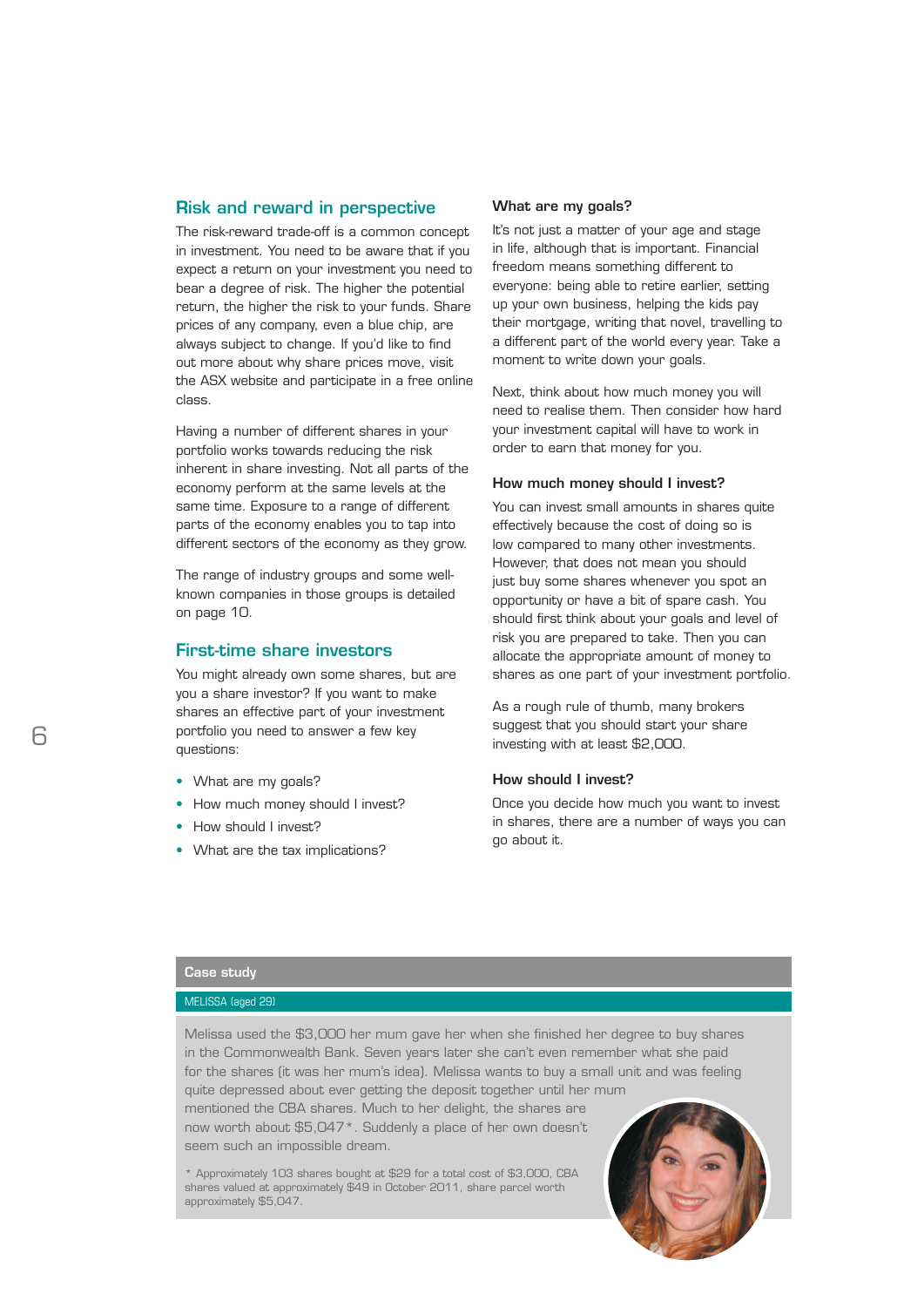## Risk and reward in perspective

The risk-reward trade-off is a common concept in investment. You need to be aware that if you expect a return on your investment you need to bear a degree of risk. The higher the potential return, the higher the risk to your funds. Share prices of any company, even a blue chip, are always subject to change. If you'd like to find out more about why share prices move, visit the ASX website and participate in a free online class.

Having a number of different shares in your portfolio works towards reducing the risk inherent in share investing. Not all parts of the economy perform at the same levels at the same time. Exposure to a range of different parts of the economy enables you to tap into different sectors of the economy as they grow.

The range of industry groups and some well-known companies in those groups is detailed on page 10.

## First-time share investors

You might already own some shares, but are you a share investor? If you want to make shares an effective part of your investment portfolio you need to answer a few key questions:

- What are my goals?
- How much money should I invest?
- How should I invest?
- What are the tax implications?

### What are my goals?

It's not just a matter of your age and stage in life, although that is important. Financial freedom means something different to everyone: being able to retire earlier, setting up your own business, helping the kids pay their mortgage, writing that novel, travelling to a different part of the world every year. Take a moment to write down your goals.

Next, think about how much money you will need to realise them. Then consider how hard your investment capital will have to work in order to earn that money for you.

### How much money should I invest?

You can invest small amounts in shares quite effectively because the cost of doing so is low compared to many other investments. However, that does not mean you should just buy some shares whenever you spot an opportunity or have a bit of spare cash. You should first think about your goals and level of risk you are prepared to take. Then you can allocate the appropriate amount of money to shares as one part of your investment portfolio.

As a rough rule of thumb, many brokers suggest that you should start your share investing with at least $2,000.

### How should I invest?

Once you decide how much you want to invest in shares, there are a number of ways you can go about it.

**Case study**

MELISSA (aged 29)

Melissa used the $3,000 her mum gave her when she finished her degree to buy shares in the Commonwealth Bank. Seven years later she can't even remember what she paid for the shares (it was her mum's idea). Melissa wants to buy a small unit and was feeling quite depressed about ever getting the deposit together until her mum mentioned the CBA shares. Much to her delight, the shares are now worth about $5,047*. Suddenly a place of her own doesn't seem such an impossible dream.

\* Approximately 103 shares bought at $29 for a total cost of $3,000, CBA shares valued at approximately $49 in October 2011, share parcel worth approximately $5,047.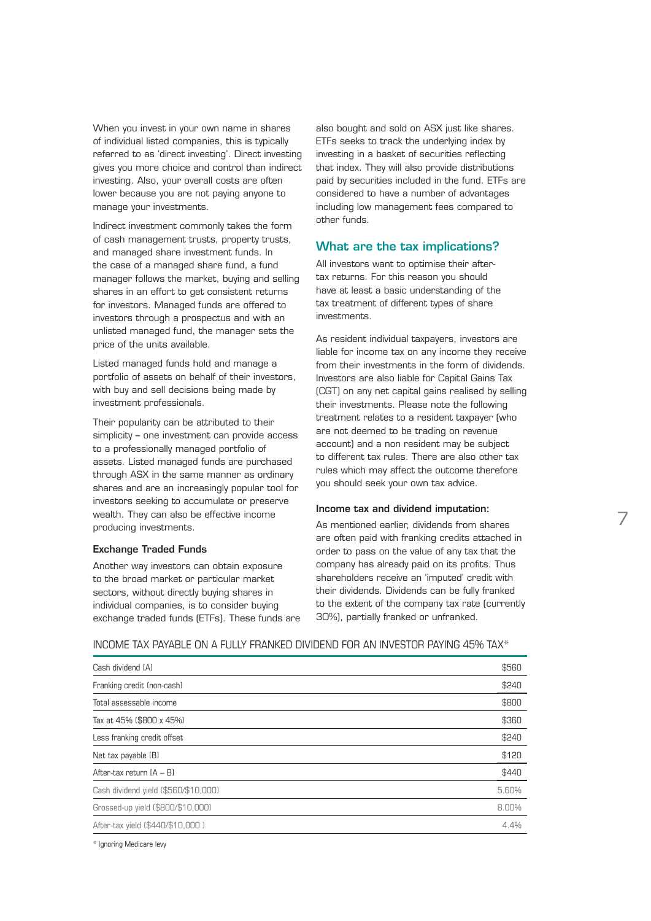When you invest in your own name in shares of individual listed companies, this is typically referred to as 'direct investing'. Direct investing gives you more choice and control than indirect investing. Also, your overall costs are often lower because you are not paying anyone to manage your investments.

Indirect investment commonly takes the form of cash management trusts, property trusts, and managed share investment funds. In the case of a managed share fund, a fund manager follows the market, buying and selling shares in an effort to get consistent returns for investors. Managed funds are offered to investors through a prospectus and with an unlisted managed fund, the manager sets the price of the units available.

Listed managed funds hold and manage a portfolio of assets on behalf of their investors, with buy and sell decisions being made by investment professionals.

Their popularity can be attributed to their simplicity – one investment can provide access to a professionally managed portfolio of assets. Listed managed funds are purchased through ASX in the same manner as ordinary shares and are an increasingly popular tool for investors seeking to accumulate or preserve wealth. They can also be effective income producing investments.

### Exchange Traded Funds

Another way investors can obtain exposure to the broad market or particular market sectors, without directly buying shares in individual companies, is to consider buying exchange traded funds (ETFs). These funds are also bought and sold on ASX just like shares. ETFs seeks to track the underlying index by investing in a basket of securities reflecting that index. They will also provide distributions paid by securities included in the fund. ETFs are considered to have a number of advantages including low management fees compared to other funds.

## What are the tax implications?

All investors want to optimise their after-tax returns. For this reason you should have at least a basic understanding of the tax treatment of different types of share investments.

As resident individual taxpayers, investors are liable for income tax on any income they receive from their investments in the form of dividends. Investors are also liable for Capital Gains Tax (CGT) on any net capital gains realised by selling their investments. Please note the following treatment relates to a resident taxpayer (who are not deemed to be trading on revenue account) and a non resident may be subject to different tax rules. There are also other tax rules which may affect the outcome therefore you should seek your own tax advice.

### Income tax and dividend imputation:

As mentioned earlier, dividends from shares are often paid with franking credits attached in order to pass on the value of any tax that the company has already paid on its profits. Thus shareholders receive an 'imputed' credit with their dividends. Dividends can be fully franked to the extent of the company tax rate (currently 30%), partially franked or unfranked.

INCOME TAX PAYABLE ON A FULLY FRANKED DIVIDEND FOR AN INVESTOR PAYING 45% TAX*

| | |
|---|---|
| Cash dividend (A) | $560 |
| Franking credit (non-cash) | $240 |
| Total assessable income | $800 |
| Tax at 45% ($800 x 45%) | $360 |
| Less franking credit offset | $240 |
| Net tax payable (B) | $120 |
| After-tax return (A – B) | $440 |
| Cash dividend yield ($560/$10,000) | 5.60% |
| Grossed-up yield ($800/$10,000) | 8.00% |
| After-tax yield ($440/$10,000 ) | 4.4% |

* Ignoring Medicare levy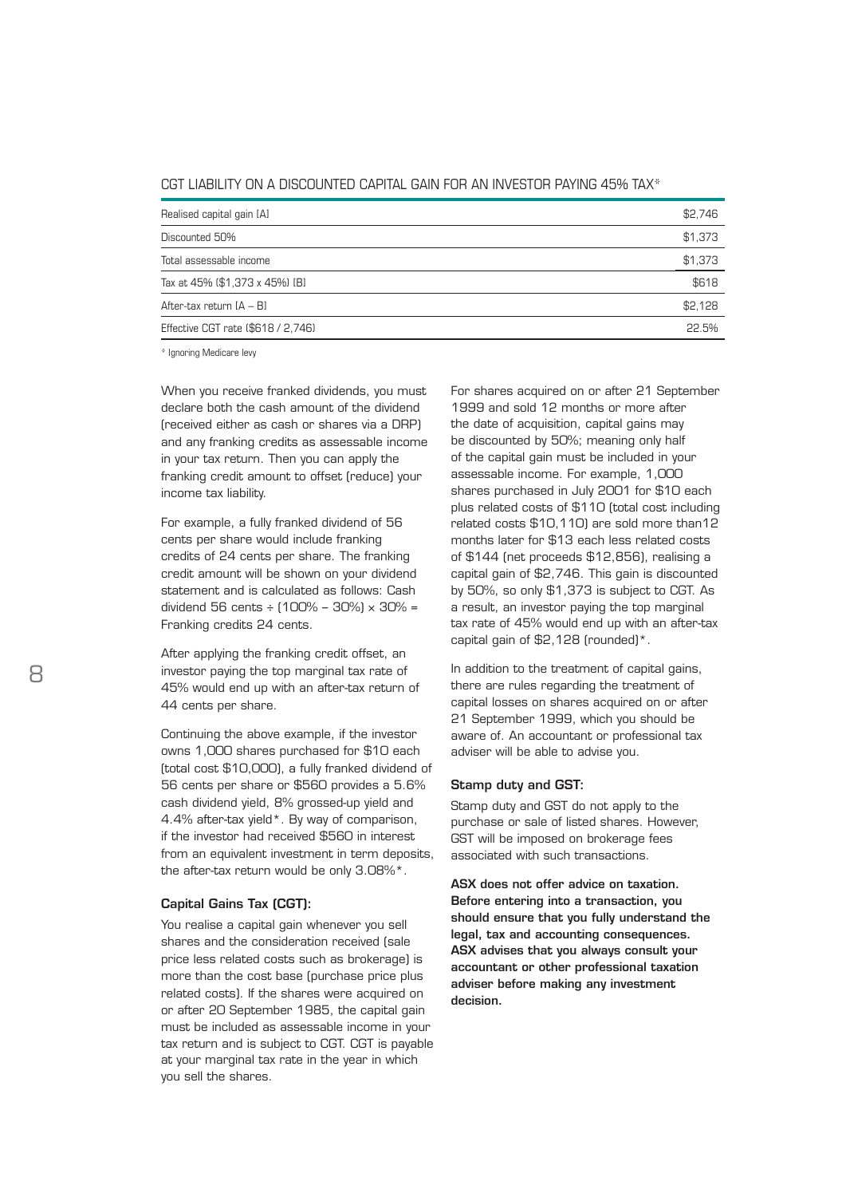CGT LIABILITY ON A DISCOUNTED CAPITAL GAIN FOR AN INVESTOR PAYING 45% TAX*

| | |
|---|---|
| Realised capital gain [A] | $2,746 |
| Discounted 50% | $1,373 |
| Total assessable income | $1,373 |
| Tax at 45% ($1,373 x 45%) [B] | $618 |
| After-tax return [A – B] | $2,128 |
| Effective CGT rate ($618 / 2,746) | 22.5% |

* Ignoring Medicare levy

When you receive franked dividends, you must declare both the cash amount of the dividend (received either as cash or shares via a DRP) and any franking credits as assessable income in your tax return. Then you can apply the franking credit amount to offset (reduce) your income tax liability.

For example, a fully franked dividend of 56 cents per share would include franking credits of 24 cents per share. The franking credit amount will be shown on your dividend statement and is calculated as follows: Cash dividend 56 cents ÷ (100% – 30%) × 30% = Franking credits 24 cents.

After applying the franking credit offset, an investor paying the top marginal tax rate of 45% would end up with an after-tax return of 44 cents per share.

Continuing the above example, if the investor owns 1,000 shares purchased for $10 each (total cost $10,000), a fully franked dividend of 56 cents per share or $560 provides a 5.6% cash dividend yield, 8% grossed-up yield and 4.4% after-tax yield*. By way of comparison, if the investor had received $560 in interest from an equivalent investment in term deposits, the after-tax return would be only 3.08%*.

**Capital Gains Tax (CGT):**

You realise a capital gain whenever you sell shares and the consideration received (sale price less related costs such as brokerage) is more than the cost base (purchase price plus related costs). If the shares were acquired on or after 20 September 1985, the capital gain must be included as assessable income in your tax return and is subject to CGT. CGT is payable at your marginal tax rate in the year in which you sell the shares.

For shares acquired on or after 21 September 1999 and sold 12 months or more after the date of acquisition, capital gains may be discounted by 50%; meaning only half of the capital gain must be included in your assessable income. For example, 1,000 shares purchased in July 2001 for $10 each plus related costs of $110 (total cost including related costs $10,110) are sold more than12 months later for $13 each less related costs of $144 (net proceeds $12,856), realising a capital gain of $2,746. This gain is discounted by 50%, so only $1,373 is subject to CGT. As a result, an investor paying the top marginal tax rate of 45% would end up with an after-tax capital gain of $2,128 (rounded)*.

In addition to the treatment of capital gains, there are rules regarding the treatment of capital losses on shares acquired on or after 21 September 1999, which you should be aware of. An accountant or professional tax adviser will be able to advise you.

**Stamp duty and GST:**

Stamp duty and GST do not apply to the purchase or sale of listed shares. However, GST will be imposed on brokerage fees associated with such transactions.

**ASX does not offer advice on taxation. Before entering into a transaction, you should ensure that you fully understand the legal, tax and accounting consequences. ASX advises that you always consult your accountant or other professional taxation adviser before making any investment decision.**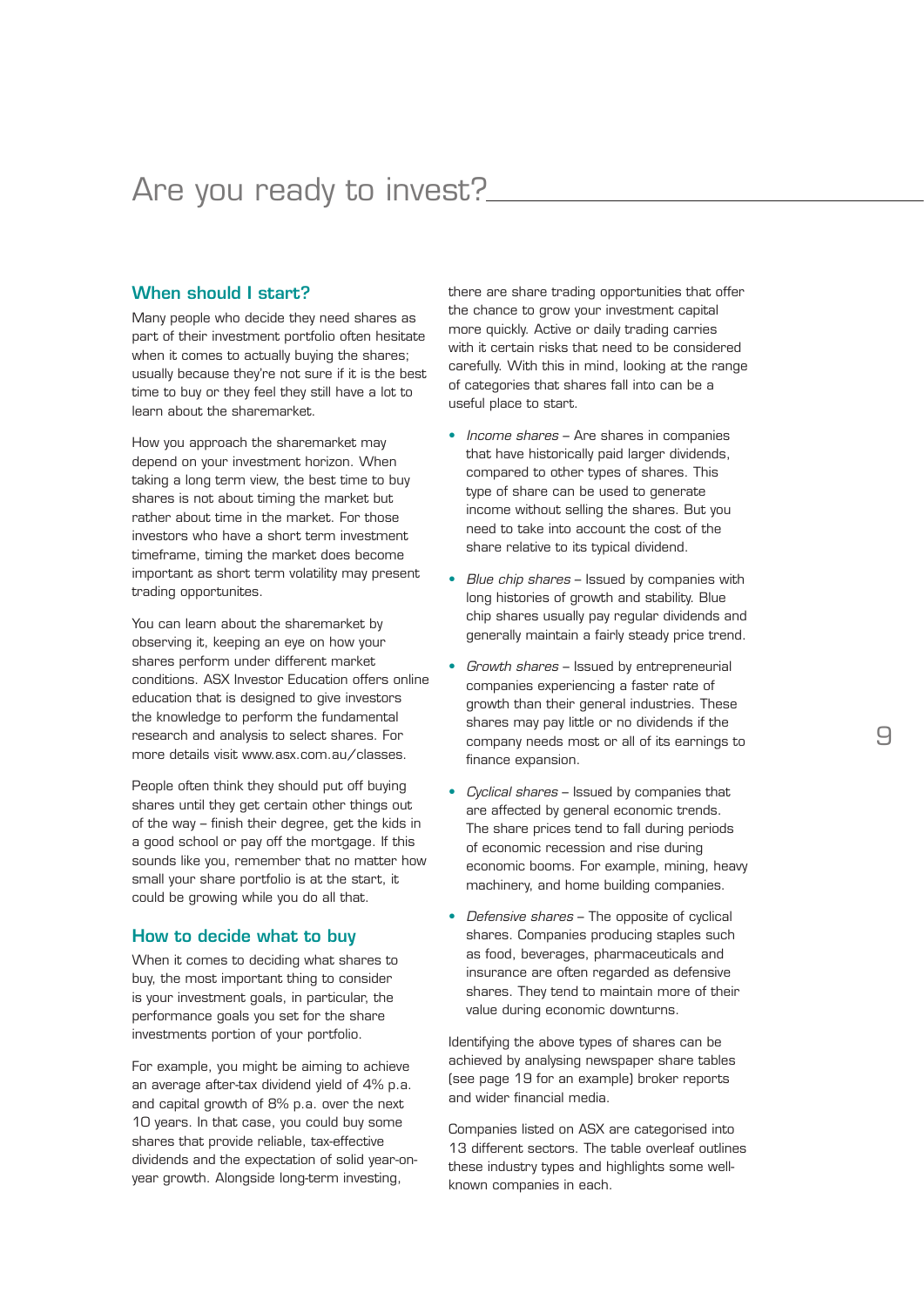# Are you ready to invest?

## When should I start?

Many people who decide they need shares as part of their investment portfolio often hesitate when it comes to actually buying the shares; usually because they're not sure if it is the best time to buy or they feel they still have a lot to learn about the sharemarket.

How you approach the sharemarket may depend on your investment horizon. When taking a long term view, the best time to buy shares is not about timing the market but rather about time in the market. For those investors who have a short term investment timeframe, timing the market does become important as short term volatility may present trading opportunites.

You can learn about the sharemarket by observing it, keeping an eye on how your shares perform under different market conditions. ASX Investor Education offers online education that is designed to give investors the knowledge to perform the fundamental research and analysis to select shares. For more details visit www.asx.com.au/classes.

People often think they should put off buying shares until they get certain other things out of the way – finish their degree, get the kids in a good school or pay off the mortgage. If this sounds like you, remember that no matter how small your share portfolio is at the start, it could be growing while you do all that.

## How to decide what to buy

When it comes to deciding what shares to buy, the most important thing to consider is your investment goals, in particular, the performance goals you set for the share investments portion of your portfolio.

For example, you might be aiming to achieve an average after-tax dividend yield of 4% p.a. and capital growth of 8% p.a. over the next 10 years. In that case, you could buy some shares that provide reliable, tax-effective dividends and the expectation of solid year-on-year growth. Alongside long-term investing, there are share trading opportunities that offer the chance to grow your investment capital more quickly. Active or daily trading carries with it certain risks that need to be considered carefully. With this in mind, looking at the range of categories that shares fall into can be a useful place to start.

- *Income shares* – Are shares in companies that have historically paid larger dividends, compared to other types of shares. This type of share can be used to generate income without selling the shares. But you need to take into account the cost of the share relative to its typical dividend.
- *Blue chip shares* – Issued by companies with long histories of growth and stability. Blue chip shares usually pay regular dividends and generally maintain a fairly steady price trend.
- *Growth shares* – Issued by entrepreneurial companies experiencing a faster rate of growth than their general industries. These shares may pay little or no dividends if the company needs most or all of its earnings to finance expansion.
- *Cyclical shares* – Issued by companies that are affected by general economic trends. The share prices tend to fall during periods of economic recession and rise during economic booms. For example, mining, heavy machinery, and home building companies.
- *Defensive shares* – The opposite of cyclical shares. Companies producing staples such as food, beverages, pharmaceuticals and insurance are often regarded as defensive shares. They tend to maintain more of their value during economic downturns.

Identifying the above types of shares can be achieved by analysing newspaper share tables (see page 19 for an example) broker reports and wider financial media.

Companies listed on ASX are categorised into 13 different sectors. The table overleaf outlines these industry types and highlights some well-known companies in each.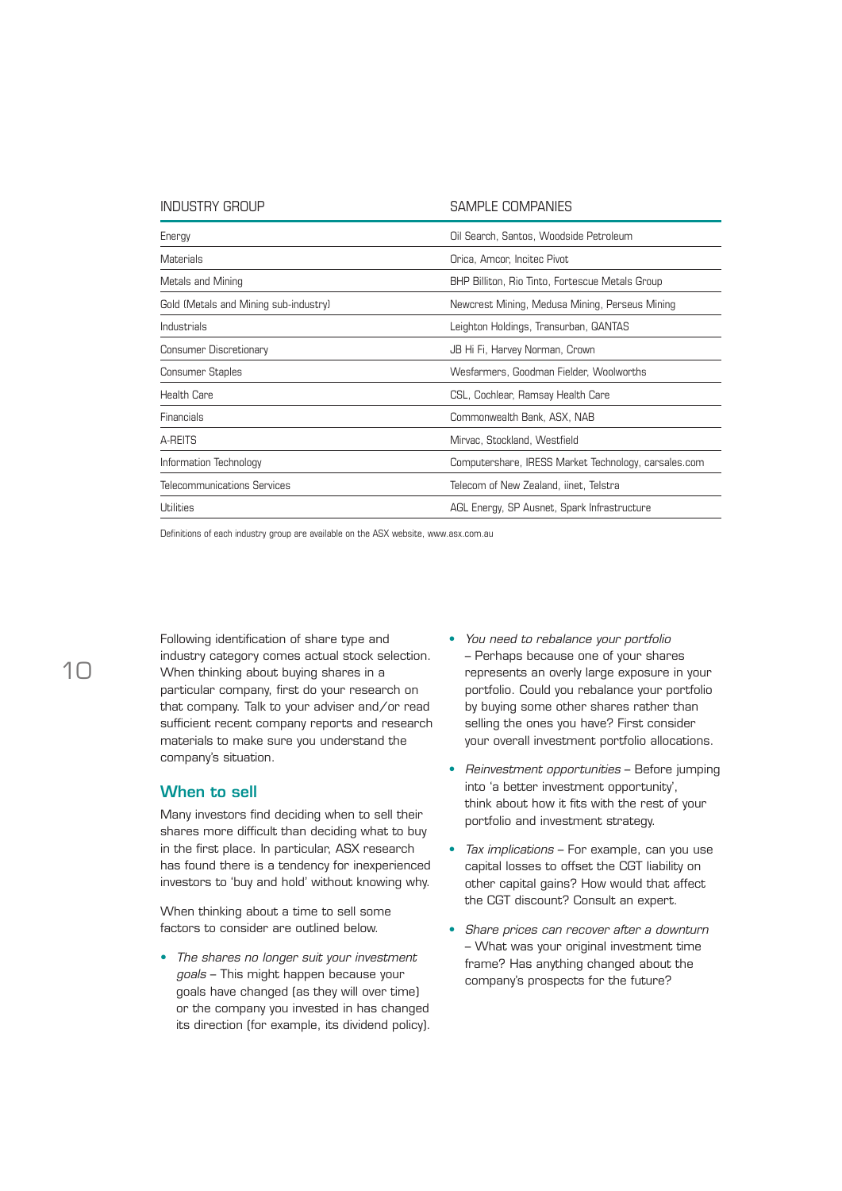| INDUSTRY GROUP | SAMPLE COMPANIES |
| --- | --- |
| Energy | Oil Search, Santos, Woodside Petroleum |
| Materials | Orica, Amcor, Incitec Pivot |
| Metals and Mining | BHP Billiton, Rio Tinto, Fortescue Metals Group |
| Gold (Metals and Mining sub-industry) | Newcrest Mining, Medusa Mining, Perseus Mining |
| Industrials | Leighton Holdings, Transurban, QANTAS |
| Consumer Discretionary | JB Hi Fi, Harvey Norman, Crown |
| Consumer Staples | Wesfarmers, Goodman Fielder, Woolworths |
| Health Care | CSL, Cochlear, Ramsay Health Care |
| Financials | Commonwealth Bank, ASX, NAB |
| A-REITS | Mirvac, Stockland, Westfield |
| Information Technology | Computershare, IRESS Market Technology, carsales.com |
| Telecommunications Services | Telecom of New Zealand, iinet, Telstra |
| Utilities | AGL Energy, SP Ausnet, Spark Infrastructure |

Definitions of each industry group are available on the ASX website, www.asx.com.au

Following identification of share type and industry category comes actual stock selection. When thinking about buying shares in a particular company, first do your research on that company. Talk to your adviser and/or read sufficient recent company reports and research materials to make sure you understand the company's situation.

## When to sell

Many investors find deciding when to sell their shares more difficult than deciding what to buy in the first place. In particular, ASX research has found there is a tendency for inexperienced investors to 'buy and hold' without knowing why.

When thinking about a time to sell some factors to consider are outlined below.

- *The shares no longer suit your investment goals* – This might happen because your goals have changed (as they will over time) or the company you invested in has changed its direction (for example, its dividend policy).
- *You need to rebalance your portfolio* – Perhaps because one of your shares represents an overly large exposure in your portfolio. Could you rebalance your portfolio by buying some other shares rather than selling the ones you have? First consider your overall investment portfolio allocations.
- *Reinvestment opportunities* – Before jumping into 'a better investment opportunity', think about how it fits with the rest of your portfolio and investment strategy.
- *Tax implications* – For example, can you use capital losses to offset the CGT liability on other capital gains? How would that affect the CGT discount? Consult an expert.
- *Share prices can recover after a downturn* – What was your original investment time frame? Has anything changed about the company's prospects for the future?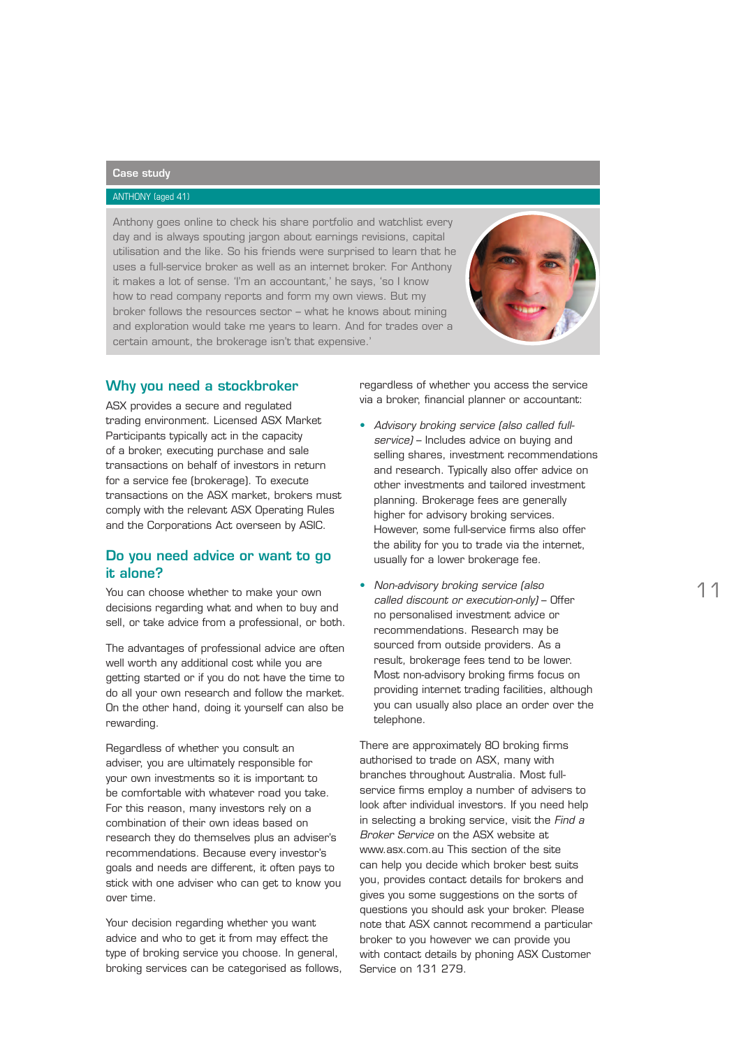**Case study**

ANTHONY (aged 41)

Anthony goes online to check his share portfolio and watchlist every day and is always spouting jargon about earnings revisions, capital utilisation and the like. So his friends were surprised to learn that he uses a full-service broker as well as an internet broker. For Anthony it makes a lot of sense. 'I'm an accountant,' he says, 'so I know how to read company reports and form my own views. But my broker follows the resources sector – what he knows about mining and exploration would take me years to learn. And for trades over a certain amount, the brokerage isn't that expensive.'

## Why you need a stockbroker

ASX provides a secure and regulated trading environment. Licensed ASX Market Participants typically act in the capacity of a broker, executing purchase and sale transactions on behalf of investors in return for a service fee (brokerage). To execute transactions on the ASX market, brokers must comply with the relevant ASX Operating Rules and the Corporations Act overseen by ASIC.

## Do you need advice or want to go it alone?

You can choose whether to make your own decisions regarding what and when to buy and sell, or take advice from a professional, or both.

The advantages of professional advice are often well worth any additional cost while you are getting started or if you do not have the time to do all your own research and follow the market. On the other hand, doing it yourself can also be rewarding.

Regardless of whether you consult an adviser, you are ultimately responsible for your own investments so it is important to be comfortable with whatever road you take. For this reason, many investors rely on a combination of their own ideas based on research they do themselves plus an adviser's recommendations. Because every investor's goals and needs are different, it often pays to stick with one adviser who can get to know you over time.

Your decision regarding whether you want advice and who to get it from may effect the type of broking service you choose. In general, broking services can be categorised as follows, regardless of whether you access the service via a broker, financial planner or accountant:

- *Advisory broking service (also called full-service)* – Includes advice on buying and selling shares, investment recommendations and research. Typically also offer advice on other investments and tailored investment planning. Brokerage fees are generally higher for advisory broking services. However, some full-service firms also offer the ability for you to trade via the internet, usually for a lower brokerage fee.
- *Non-advisory broking service (also called discount or execution-only)* – Offer no personalised investment advice or recommendations. Research may be sourced from outside providers. As a result, brokerage fees tend to be lower. Most non-advisory broking firms focus on providing internet trading facilities, although you can usually also place an order over the telephone.

There are approximately 80 broking firms authorised to trade on ASX, many with branches throughout Australia. Most full-service firms employ a number of advisers to look after individual investors. If you need help in selecting a broking service, visit the *Find a Broker Service* on the ASX website at www.asx.com.au This section of the site can help you decide which broker best suits you, provides contact details for brokers and gives you some suggestions on the sorts of questions you should ask your broker. Please note that ASX cannot recommend a particular broker to you however we can provide you with contact details by phoning ASX Customer Service on 131 279.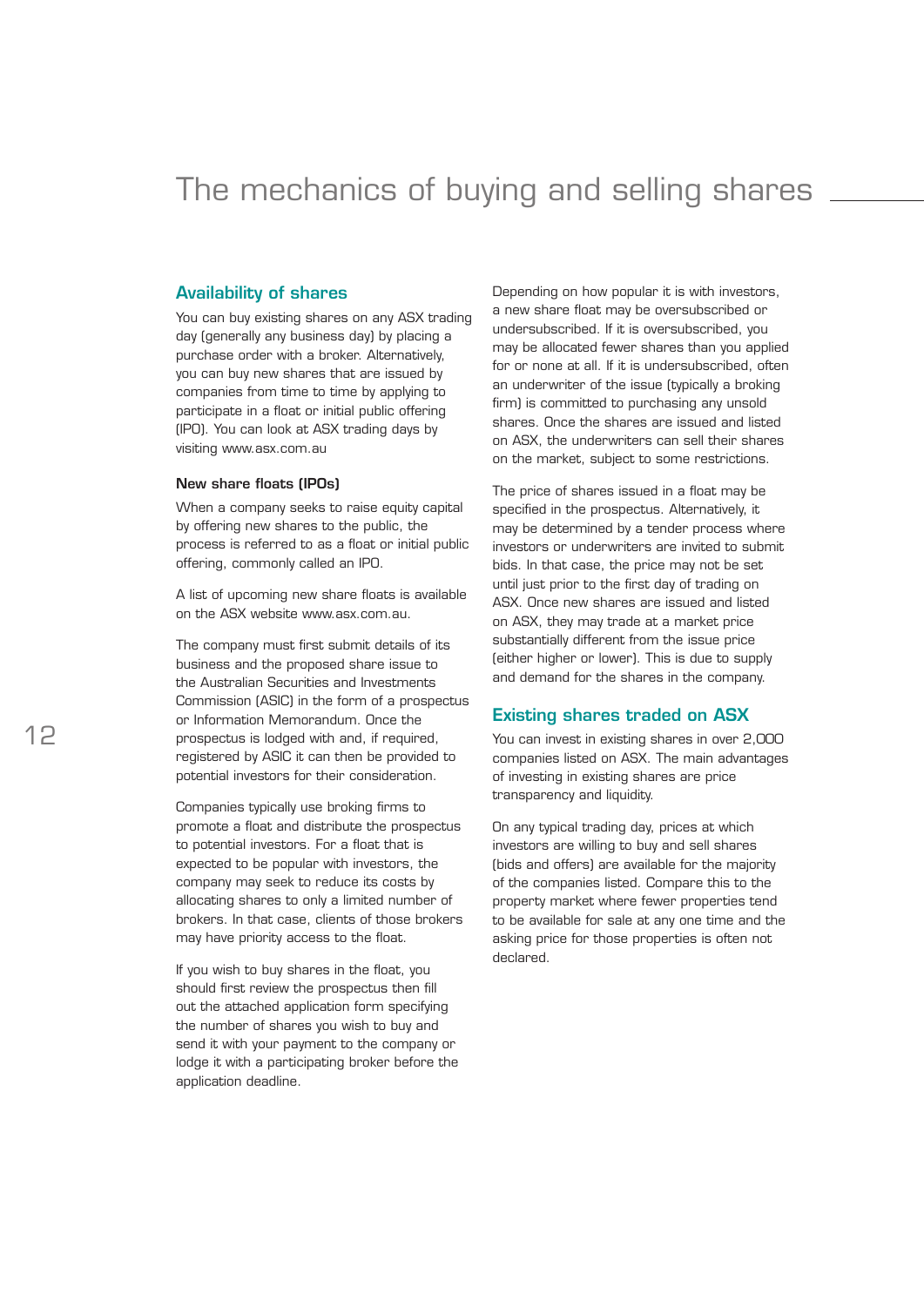# The mechanics of buying and selling shares

## Availability of shares

You can buy existing shares on any ASX trading day (generally any business day) by placing a purchase order with a broker. Alternatively, you can buy new shares that are issued by companies from time to time by applying to participate in a float or initial public offering (IPO). You can look at ASX trading days by visiting www.asx.com.au

### New share floats (IPOs)

When a company seeks to raise equity capital by offering new shares to the public, the process is referred to as a float or initial public offering, commonly called an IPO.

A list of upcoming new share floats is available on the ASX website www.asx.com.au.

The company must first submit details of its business and the proposed share issue to the Australian Securities and Investments Commission (ASIC) in the form of a prospectus or Information Memorandum. Once the prospectus is lodged with and, if required, registered by ASIC it can then be provided to potential investors for their consideration.

Companies typically use broking firms to promote a float and distribute the prospectus to potential investors. For a float that is expected to be popular with investors, the company may seek to reduce its costs by allocating shares to only a limited number of brokers. In that case, clients of those brokers may have priority access to the float.

If you wish to buy shares in the float, you should first review the prospectus then fill out the attached application form specifying the number of shares you wish to buy and send it with your payment to the company or lodge it with a participating broker before the application deadline.

Depending on how popular it is with investors, a new share float may be oversubscribed or undersubscribed. If it is oversubscribed, you may be allocated fewer shares than you applied for or none at all. If it is undersubscribed, often an underwriter of the issue (typically a broking firm) is committed to purchasing any unsold shares. Once the shares are issued and listed on ASX, the underwriters can sell their shares on the market, subject to some restrictions.

The price of shares issued in a float may be specified in the prospectus. Alternatively, it may be determined by a tender process where investors or underwriters are invited to submit bids. In that case, the price may not be set until just prior to the first day of trading on ASX. Once new shares are issued and listed on ASX, they may trade at a market price substantially different from the issue price (either higher or lower). This is due to supply and demand for the shares in the company.

## Existing shares traded on ASX

You can invest in existing shares in over 2,000 companies listed on ASX. The main advantages of investing in existing shares are price transparency and liquidity.

On any typical trading day, prices at which investors are willing to buy and sell shares (bids and offers) are available for the majority of the companies listed. Compare this to the property market where fewer properties tend to be available for sale at any one time and the asking price for those properties is often not declared.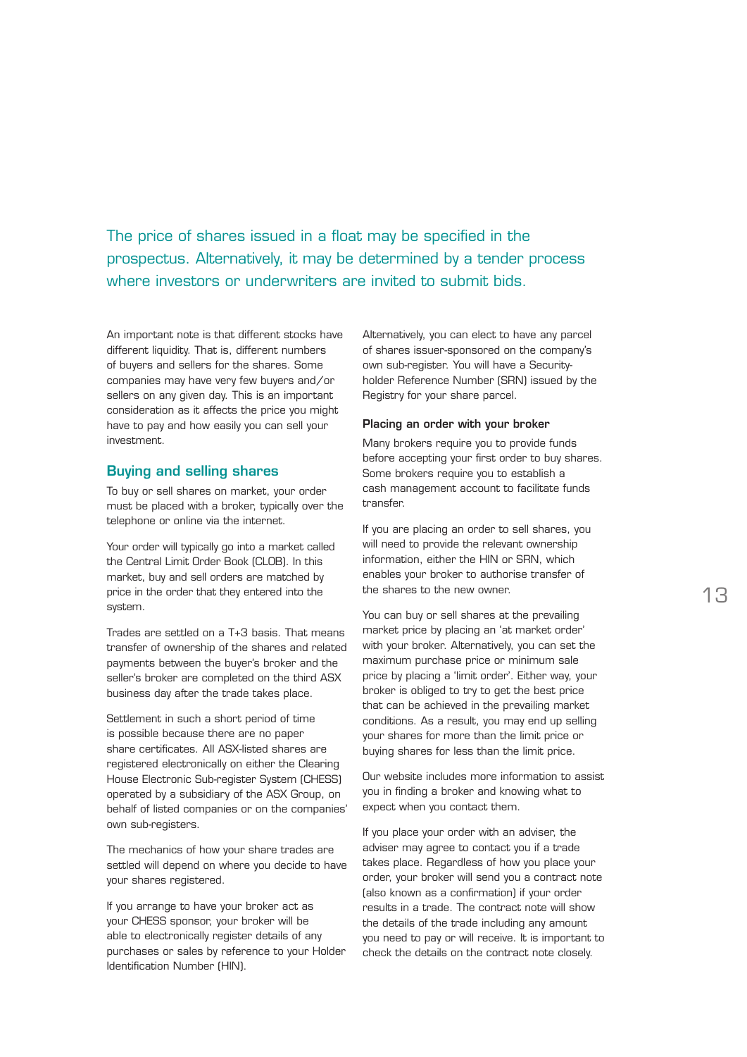The price of shares issued in a float may be specified in the prospectus. Alternatively, it may be determined by a tender process where investors or underwriters are invited to submit bids.

An important note is that different stocks have different liquidity. That is, different numbers of buyers and sellers for the shares. Some companies may have very few buyers and/or sellers on any given day. This is an important consideration as it affects the price you might have to pay and how easily you can sell your investment.

## Buying and selling shares

To buy or sell shares on market, your order must be placed with a broker, typically over the telephone or online via the internet.

Your order will typically go into a market called the Central Limit Order Book (CLOB). In this market, buy and sell orders are matched by price in the order that they entered into the system.

Trades are settled on a T+3 basis. That means transfer of ownership of the shares and related payments between the buyer's broker and the seller's broker are completed on the third ASX business day after the trade takes place.

Settlement in such a short period of time is possible because there are no paper share certificates. All ASX-listed shares are registered electronically on either the Clearing House Electronic Sub-register System (CHESS) operated by a subsidiary of the ASX Group, on behalf of listed companies or on the companies' own sub-registers.

The mechanics of how your share trades are settled will depend on where you decide to have your shares registered.

If you arrange to have your broker act as your CHESS sponsor, your broker will be able to electronically register details of any purchases or sales by reference to your Holder Identification Number (HIN).

Alternatively, you can elect to have any parcel of shares issuer-sponsored on the company's own sub-register. You will have a Security-holder Reference Number (SRN) issued by the Registry for your share parcel.

**Placing an order with your broker**

Many brokers require you to provide funds before accepting your first order to buy shares. Some brokers require you to establish a cash management account to facilitate funds transfer.

If you are placing an order to sell shares, you will need to provide the relevant ownership information, either the HIN or SRN, which enables your broker to authorise transfer of the shares to the new owner.

You can buy or sell shares at the prevailing market price by placing an 'at market order' with your broker. Alternatively, you can set the maximum purchase price or minimum sale price by placing a 'limit order'. Either way, your broker is obliged to try to get the best price that can be achieved in the prevailing market conditions. As a result, you may end up selling your shares for more than the limit price or buying shares for less than the limit price.

Our website includes more information to assist you in finding a broker and knowing what to expect when you contact them.

If you place your order with an adviser, the adviser may agree to contact you if a trade takes place. Regardless of how you place your order, your broker will send you a contract note (also known as a confirmation) if your order results in a trade. The contract note will show the details of the trade including any amount you need to pay or will receive. It is important to check the details on the contract note closely.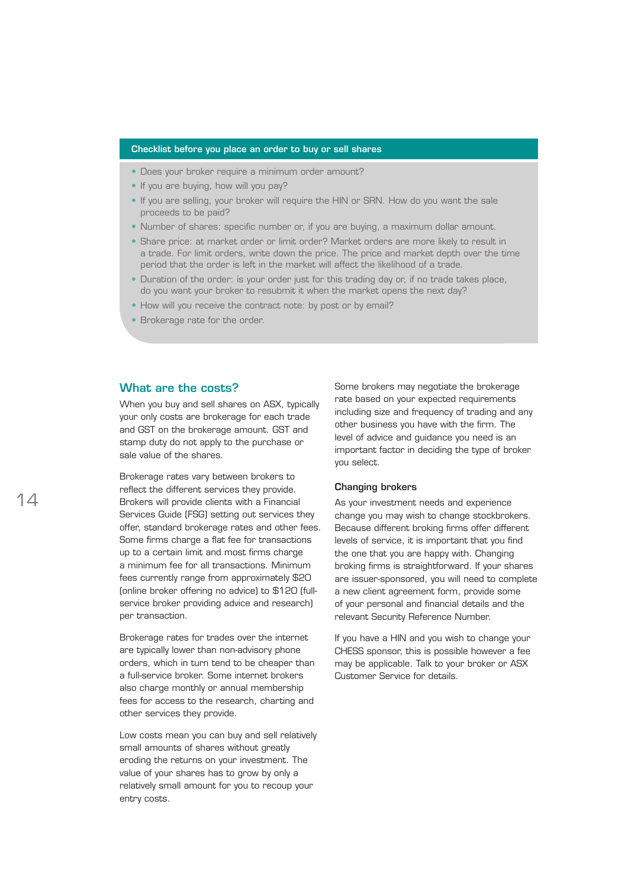**Checklist before you place an order to buy or sell shares**

- Does your broker require a minimum order amount?
- If you are buying, how will you pay?
- If you are selling, your broker will require the HIN or SRN. How do you want the sale proceeds to be paid?
- Number of shares: specific number or, if you are buying, a maximum dollar amount.
- Share price: at market order or limit order? Market orders are more likely to result in a trade. For limit orders, write down the price. The price and market depth over the time period that the order is left in the market will affect the likelihood of a trade.
- Duration of the order: is your order just for this trading day or, if no trade takes place, do you want your broker to resubmit it when the market opens the next day?
- How will you receive the contract note: by post or by email?
- Brokerage rate for the order.

## What are the costs?

When you buy and sell shares on ASX, typically your only costs are brokerage for each trade and GST on the brokerage amount. GST and stamp duty do not apply to the purchase or sale value of the shares.

Brokerage rates vary between brokers to reflect the different services they provide. Brokers will provide clients with a Financial Services Guide (FSG) setting out services they offer, standard brokerage rates and other fees. Some firms charge a flat fee for transactions up to a certain limit and most firms charge a minimum fee for all transactions. Minimum fees currently range from approximately $20 (online broker offering no advice) to $120 (full-service broker providing advice and research) per transaction.

Brokerage rates for trades over the internet are typically lower than non-advisory phone orders, which in turn tend to be cheaper than a full-service broker. Some internet brokers also charge monthly or annual membership fees for access to the research, charting and other services they provide.

Low costs mean you can buy and sell relatively small amounts of shares without greatly eroding the returns on your investment. The value of your shares has to grow by only a relatively small amount for you to recoup your entry costs.

Some brokers may negotiate the brokerage rate based on your expected requirements including size and frequency of trading and any other business you have with the firm. The level of advice and guidance you need is an important factor in deciding the type of broker you select.

### Changing brokers

As your investment needs and experience change you may wish to change stockbrokers. Because different broking firms offer different levels of service, it is important that you find the one that you are happy with. Changing broking firms is straightforward. If your shares are issuer-sponsored, you will need to complete a new client agreement form, provide some of your personal and financial details and the relevant Security Reference Number.

If you have a HIN and you wish to change your CHESS sponsor, this is possible however a fee may be applicable. Talk to your broker or ASX Customer Service for details.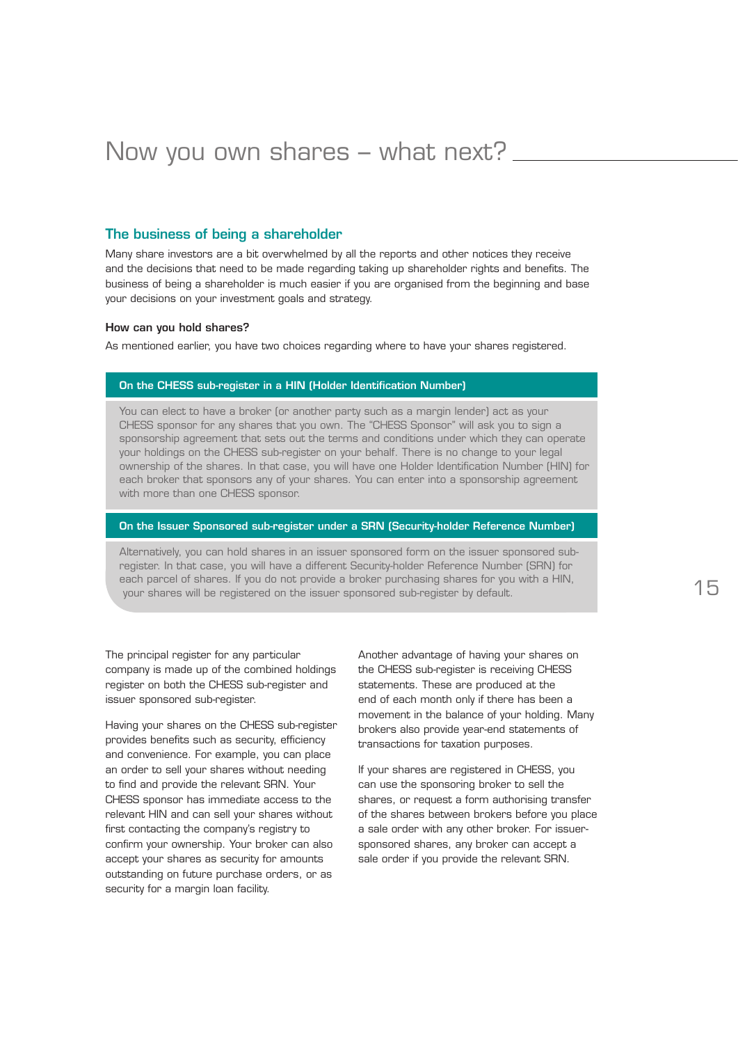# Now you own shares – what next?

## The business of being a shareholder

Many share investors are a bit overwhelmed by all the reports and other notices they receive and the decisions that need to be made regarding taking up shareholder rights and benefits. The business of being a shareholder is much easier if you are organised from the beginning and base your decisions on your investment goals and strategy.

### How can you hold shares?

As mentioned earlier, you have two choices regarding where to have your shares registered.

**On the CHESS sub-register in a HIN (Holder Identification Number)**

You can elect to have a broker (or another party such as a margin lender) act as your CHESS sponsor for any shares that you own. The "CHESS Sponsor" will ask you to sign a sponsorship agreement that sets out the terms and conditions under which they can operate your holdings on the CHESS sub-register on your behalf. There is no change to your legal ownership of the shares. In that case, you will have one Holder Identification Number (HIN) for each broker that sponsors any of your shares. You can enter into a sponsorship agreement with more than one CHESS sponsor.

**On the Issuer Sponsored sub-register under a SRN (Security-holder Reference Number)**

Alternatively, you can hold shares in an issuer sponsored form on the issuer sponsored sub-register. In that case, you will have a different Security-holder Reference Number (SRN) for each parcel of shares. If you do not provide a broker purchasing shares for you with a HIN, your shares will be registered on the issuer sponsored sub-register by default.

The principal register for any particular company is made up of the combined holdings register on both the CHESS sub-register and issuer sponsored sub-register.

Having your shares on the CHESS sub-register provides benefits such as security, efficiency and convenience. For example, you can place an order to sell your shares without needing to find and provide the relevant SRN. Your CHESS sponsor has immediate access to the relevant HIN and can sell your shares without first contacting the company's registry to confirm your ownership. Your broker can also accept your shares as security for amounts outstanding on future purchase orders, or as security for a margin loan facility.

Another advantage of having your shares on the CHESS sub-register is receiving CHESS statements. These are produced at the end of each month only if there has been a movement in the balance of your holding. Many brokers also provide year-end statements of transactions for taxation purposes.

If your shares are registered in CHESS, you can use the sponsoring broker to sell the shares, or request a form authorising transfer of the shares between brokers before you place a sale order with any other broker. For issuer-sponsored shares, any broker can accept a sale order if you provide the relevant SRN.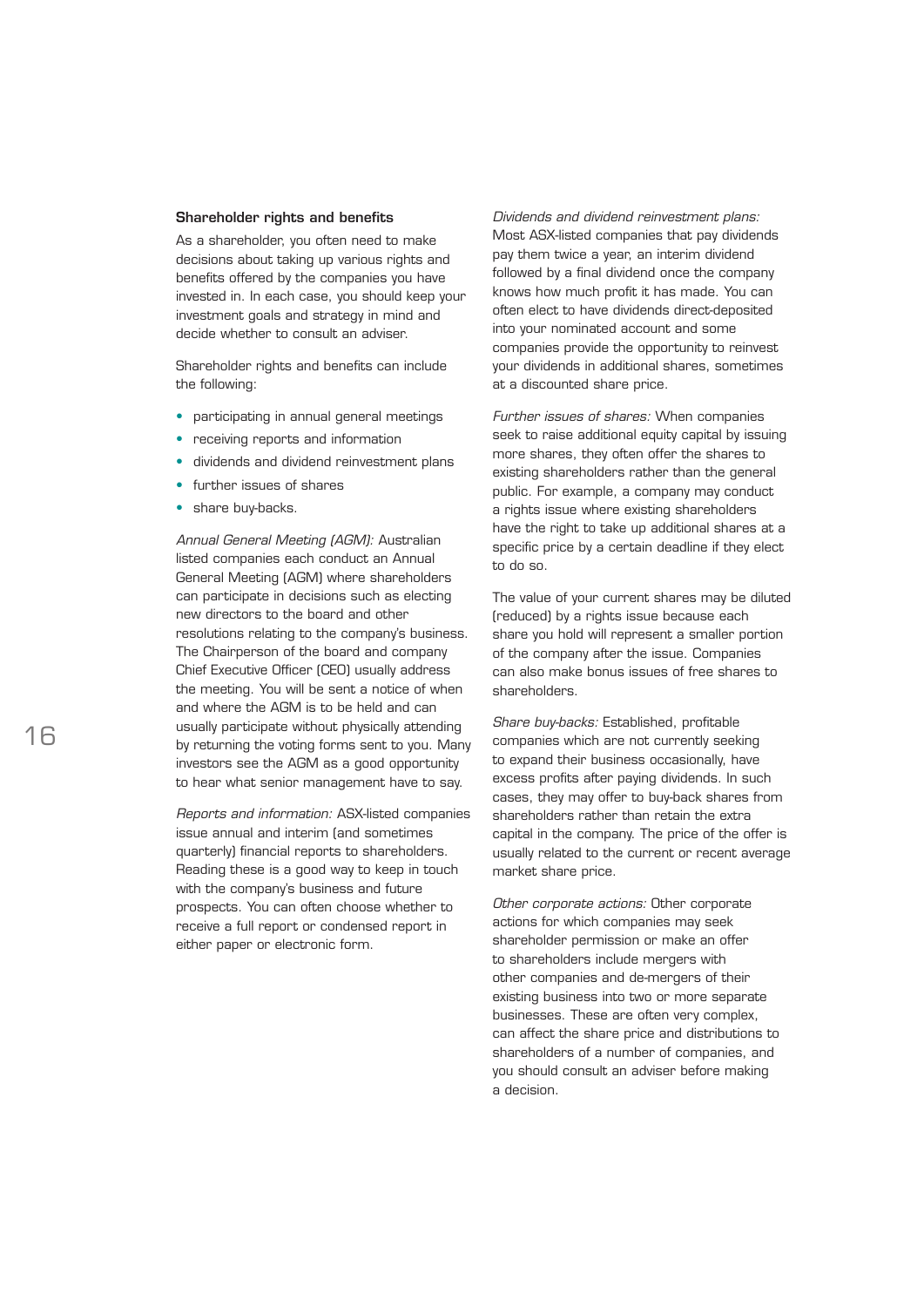### Shareholder rights and benefits

As a shareholder, you often need to make decisions about taking up various rights and benefits offered by the companies you have invested in. In each case, you should keep your investment goals and strategy in mind and decide whether to consult an adviser.

Shareholder rights and benefits can include the following:

- participating in annual general meetings
- receiving reports and information
- dividends and dividend reinvestment plans
- further issues of shares
- share buy-backs.

*Annual General Meeting (AGM):* Australian listed companies each conduct an Annual General Meeting (AGM) where shareholders can participate in decisions such as electing new directors to the board and other resolutions relating to the company's business. The Chairperson of the board and company Chief Executive Officer (CEO) usually address the meeting. You will be sent a notice of when and where the AGM is to be held and can usually participate without physically attending by returning the voting forms sent to you. Many investors see the AGM as a good opportunity to hear what senior management have to say.

*Reports and information:* ASX-listed companies issue annual and interim (and sometimes quarterly) financial reports to shareholders. Reading these is a good way to keep in touch with the company's business and future prospects. You can often choose whether to receive a full report or condensed report in either paper or electronic form.

*Dividends and dividend reinvestment plans:* Most ASX-listed companies that pay dividends pay them twice a year, an interim dividend followed by a final dividend once the company knows how much profit it has made. You can often elect to have dividends direct-deposited into your nominated account and some companies provide the opportunity to reinvest your dividends in additional shares, sometimes at a discounted share price.

*Further issues of shares:* When companies seek to raise additional equity capital by issuing more shares, they often offer the shares to existing shareholders rather than the general public. For example, a company may conduct a rights issue where existing shareholders have the right to take up additional shares at a specific price by a certain deadline if they elect to do so.

The value of your current shares may be diluted (reduced) by a rights issue because each share you hold will represent a smaller portion of the company after the issue. Companies can also make bonus issues of free shares to shareholders.

*Share buy-backs:* Established, profitable companies which are not currently seeking to expand their business occasionally, have excess profits after paying dividends. In such cases, they may offer to buy-back shares from shareholders rather than retain the extra capital in the company. The price of the offer is usually related to the current or recent average market share price.

*Other corporate actions:* Other corporate actions for which companies may seek shareholder permission or make an offer to shareholders include mergers with other companies and de-mergers of their existing business into two or more separate businesses. These are often very complex, can affect the share price and distributions to shareholders of a number of companies, and you should consult an adviser before making a decision.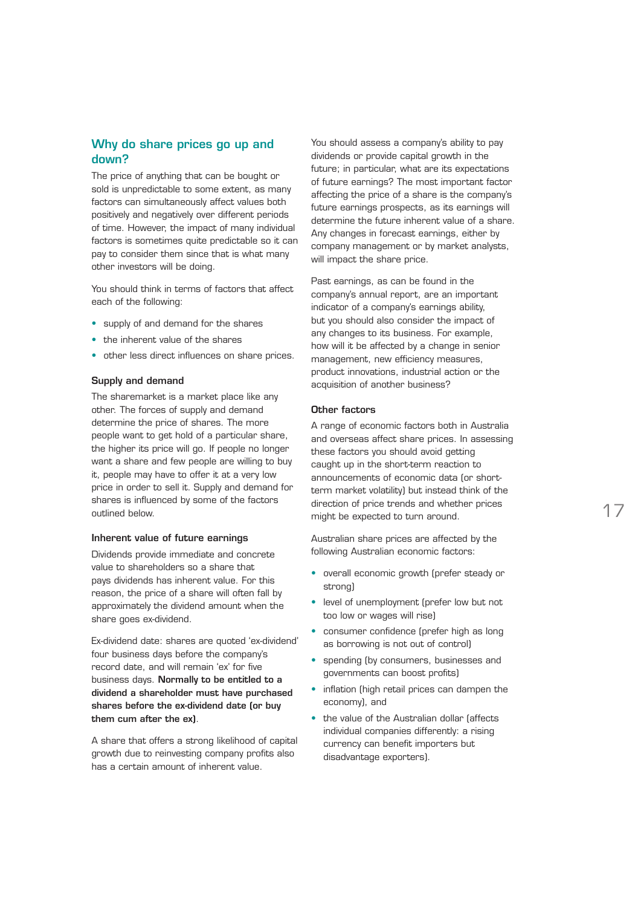## Why do share prices go up and down?

The price of anything that can be bought or sold is unpredictable to some extent, as many factors can simultaneously affect values both positively and negatively over different periods of time. However, the impact of many individual factors is sometimes quite predictable so it can pay to consider them since that is what many other investors will be doing.

You should think in terms of factors that affect each of the following:

- supply of and demand for the shares
- the inherent value of the shares
- other less direct influences on share prices.

### Supply and demand

The sharemarket is a market place like any other. The forces of supply and demand determine the price of shares. The more people want to get hold of a particular share, the higher its price will go. If people no longer want a share and few people are willing to buy it, people may have to offer it at a very low price in order to sell it. Supply and demand for shares is influenced by some of the factors outlined below.

### Inherent value of future earnings

Dividends provide immediate and concrete value to shareholders so a share that pays dividends has inherent value. For this reason, the price of a share will often fall by approximately the dividend amount when the share goes ex-dividend.

Ex-dividend date: shares are quoted 'ex-dividend' four business days before the company's record date, and will remain 'ex' for five business days. **Normally to be entitled to a dividend a shareholder must have purchased shares before the ex-dividend date (or buy them cum after the ex)**.

A share that offers a strong likelihood of capital growth due to reinvesting company profits also has a certain amount of inherent value.

You should assess a company's ability to pay dividends or provide capital growth in the future; in particular, what are its expectations of future earnings? The most important factor affecting the price of a share is the company's future earnings prospects, as its earnings will determine the future inherent value of a share. Any changes in forecast earnings, either by company management or by market analysts, will impact the share price.

Past earnings, as can be found in the company's annual report, are an important indicator of a company's earnings ability, but you should also consider the impact of any changes to its business. For example, how will it be affected by a change in senior management, new efficiency measures, product innovations, industrial action or the acquisition of another business?

### Other factors

A range of economic factors both in Australia and overseas affect share prices. In assessing these factors you should avoid getting caught up in the short-term reaction to announcements of economic data (or short-term market volatility) but instead think of the direction of price trends and whether prices might be expected to turn around.

Australian share prices are affected by the following Australian economic factors:

- overall economic growth (prefer steady or strong)
- level of unemployment (prefer low but not too low or wages will rise)
- consumer confidence (prefer high as long as borrowing is not out of control)
- spending (by consumers, businesses and governments can boost profits)
- inflation (high retail prices can dampen the economy), and
- the value of the Australian dollar (affects individual companies differently: a rising currency can benefit importers but disadvantage exporters).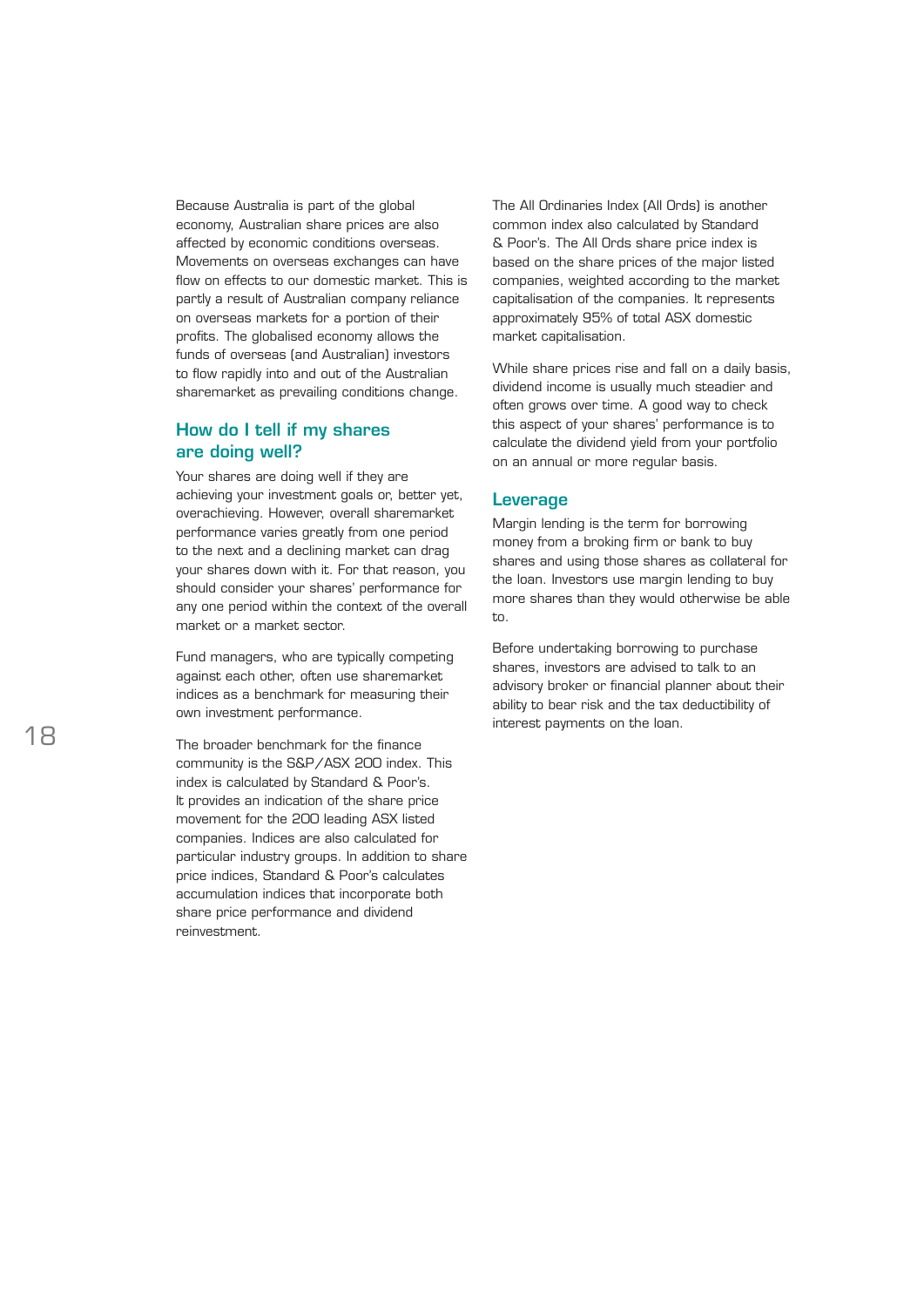Because Australia is part of the global economy, Australian share prices are also affected by economic conditions overseas. Movements on overseas exchanges can have flow on effects to our domestic market. This is partly a result of Australian company reliance on overseas markets for a portion of their profits. The globalised economy allows the funds of overseas (and Australian) investors to flow rapidly into and out of the Australian sharemarket as prevailing conditions change.

## How do I tell if my shares are doing well?

Your shares are doing well if they are achieving your investment goals or, better yet, overachieving. However, overall sharemarket performance varies greatly from one period to the next and a declining market can drag your shares down with it. For that reason, you should consider your shares' performance for any one period within the context of the overall market or a market sector.

Fund managers, who are typically competing against each other, often use sharemarket indices as a benchmark for measuring their own investment performance.

The broader benchmark for the finance community is the S&P/ASX 200 index. This index is calculated by Standard & Poor's. It provides an indication of the share price movement for the 200 leading ASX listed companies. Indices are also calculated for particular industry groups. In addition to share price indices, Standard & Poor's calculates accumulation indices that incorporate both share price performance and dividend reinvestment.

The All Ordinaries Index (All Ords) is another common index also calculated by Standard & Poor's. The All Ords share price index is based on the share prices of the major listed companies, weighted according to the market capitalisation of the companies. It represents approximately 95% of total ASX domestic market capitalisation.

While share prices rise and fall on a daily basis, dividend income is usually much steadier and often grows over time. A good way to check this aspect of your shares' performance is to calculate the dividend yield from your portfolio on an annual or more regular basis.

## Leverage

Margin lending is the term for borrowing money from a broking firm or bank to buy shares and using those shares as collateral for the loan. Investors use margin lending to buy more shares than they would otherwise be able to.

Before undertaking borrowing to purchase shares, investors are advised to talk to an advisory broker or financial planner about their ability to bear risk and the tax deductibility of interest payments on the loan.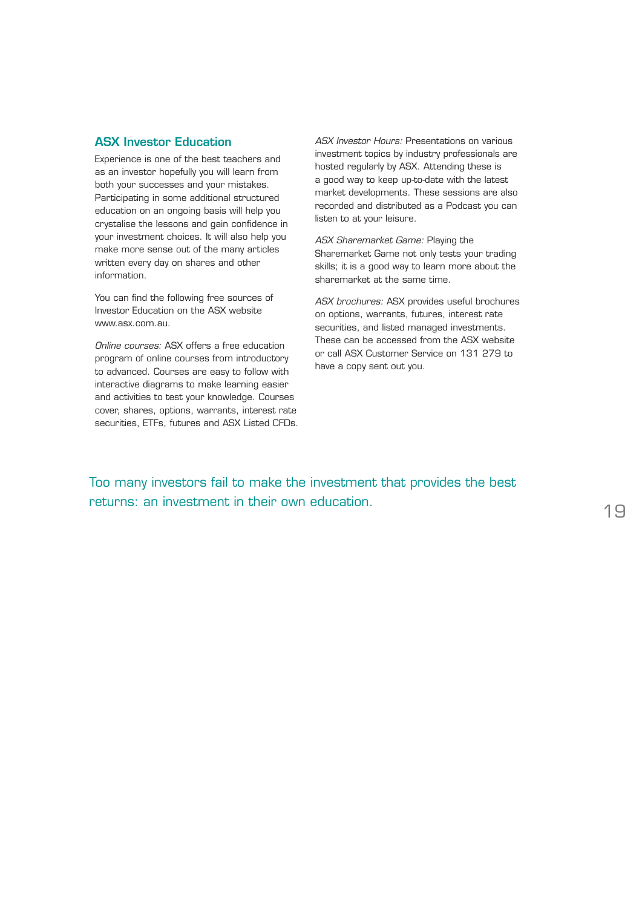## ASX Investor Education

Experience is one of the best teachers and as an investor hopefully you will learn from both your successes and your mistakes. Participating in some additional structured education on an ongoing basis will help you crystalise the lessons and gain confidence in your investment choices. It will also help you make more sense out of the many articles written every day on shares and other information.

You can find the following free sources of Investor Education on the ASX website www.asx.com.au.

*Online courses:* ASX offers a free education program of online courses from introductory to advanced. Courses are easy to follow with interactive diagrams to make learning easier and activities to test your knowledge. Courses cover, shares, options, warrants, interest rate securities, ETFs, futures and ASX Listed CFDs.

*ASX Investor Hours:* Presentations on various investment topics by industry professionals are hosted regularly by ASX. Attending these is a good way to keep up-to-date with the latest market developments. These sessions are also recorded and distributed as a Podcast you can listen to at your leisure.

*ASX Sharemarket Game:* Playing the Sharemarket Game not only tests your trading skills; it is a good way to learn more about the sharemarket at the same time.

*ASX brochures:* ASX provides useful brochures on options, warrants, futures, interest rate securities, and listed managed investments. These can be accessed from the ASX website or call ASX Customer Service on 131 279 to have a copy sent out you.

Too many investors fail to make the investment that provides the best returns: an investment in their own education.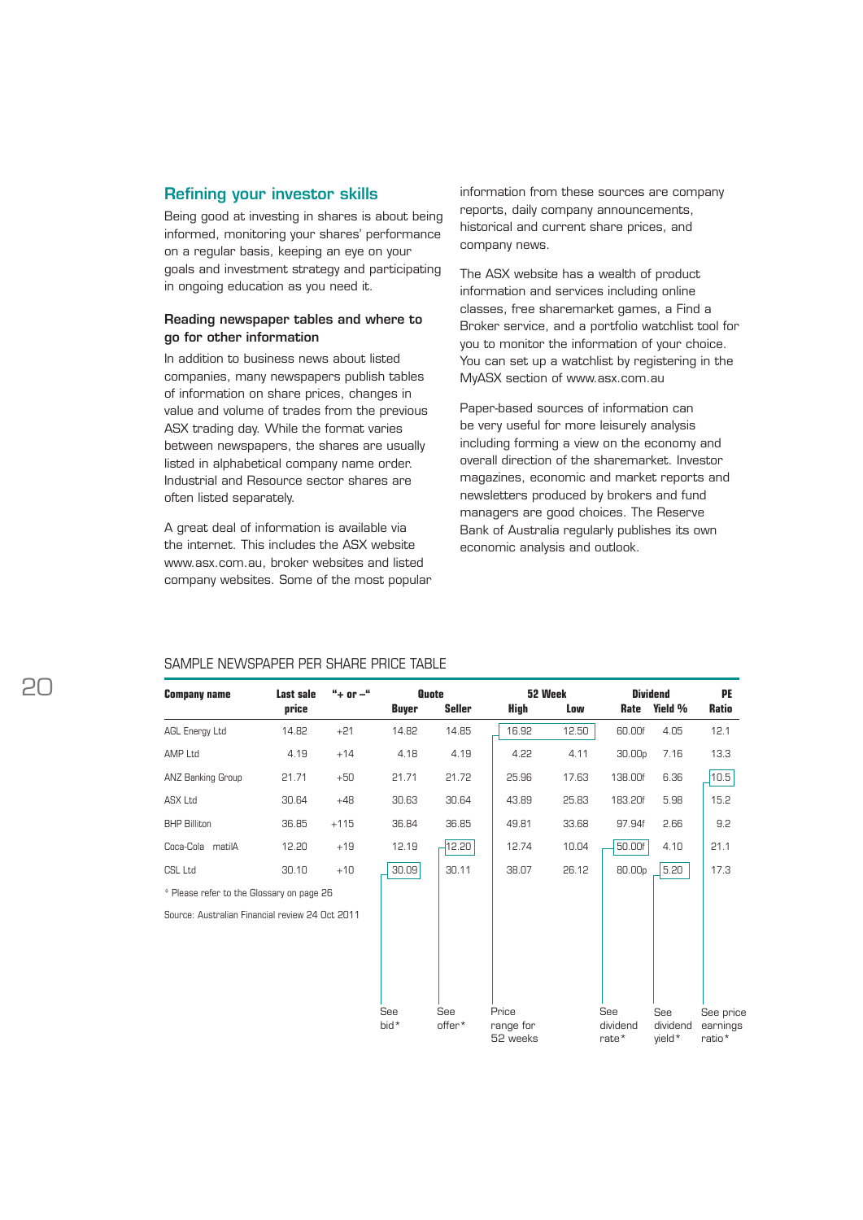## Refining your investor skills

Being good at investing in shares is about being informed, monitoring your shares' performance on a regular basis, keeping an eye on your goals and investment strategy and participating in ongoing education as you need it.

### Reading newspaper tables and where to go for other information

In addition to business news about listed companies, many newspapers publish tables of information on share prices, changes in value and volume of trades from the previous ASX trading day. While the format varies between newspapers, the shares are usually listed in alphabetical company name order. Industrial and Resource sector shares are often listed separately.

A great deal of information is available via the internet. This includes the ASX website www.asx.com.au, broker websites and listed company websites. Some of the most popular information from these sources are company reports, daily company announcements, historical and current share prices, and company news.

The ASX website has a wealth of product information and services including online classes, free sharemarket games, a Find a Broker service, and a portfolio watchlist tool for you to monitor the information of your choice. You can set up a watchlist by registering in the MyASX section of www.asx.com.au

Paper-based sources of information can be very useful for more leisurely analysis including forming a view on the economy and overall direction of the sharemarket. Investor magazines, economic and market reports and newsletters produced by brokers and fund managers are good choices. The Reserve Bank of Australia regularly publishes its own economic analysis and outlook.

SAMPLE NEWSPAPER PER SHARE PRICE TABLE

| Company name | Last sale price | "+ or –" | Quote | | 52 Week | | Dividend | | PE |
|---|---|---|---|---|---|---|---|---|---|
| | | | Buyer | Seller | High | Low | Rate | Yield % | Ratio |
| AGL Energy Ltd | 14.82 | +21 | 14.82 | 14.85 | 16.92 | 12.50 | 60.00f | 4.05 | 12.1 |
| AMP Ltd | 4.19 | +14 | 4.18 | 4.19 | 4.22 | 4.11 | 30.00p | 7.16 | 13.3 |
| ANZ Banking Group | 21.71 | +50 | 21.71 | 21.72 | 25.96 | 17.63 | 138.00f | 6.36 | 10.5 |
| ASX Ltd | 30.64 | +48 | 30.63 | 30.64 | 43.89 | 25.83 | 183.20f | 5.98 | 15.2 |
| BHP Billiton | 36.85 | +115 | 36.84 | 36.85 | 49.81 | 33.68 | 97.94f | 2.66 | 9.2 |
| Coca-Cola matilA | 12.20 | +19 | 12.19 | 12.20 | 12.74 | 10.04 | 50.00f | 4.10 | 21.1 |
| CSL Ltd | 30.10 | +10 | 30.09 | 30.11 | 38.07 | 26.12 | 80.00p | 5.20 | 17.3 |
| | | | See bid* | See offer* | Price range for 52 weeks | | See dividend rate* | See dividend yield* | See price earnings ratio* |

\* Please refer to the Glossary on page 26

Source: Australian Financial review 24 Oct 2011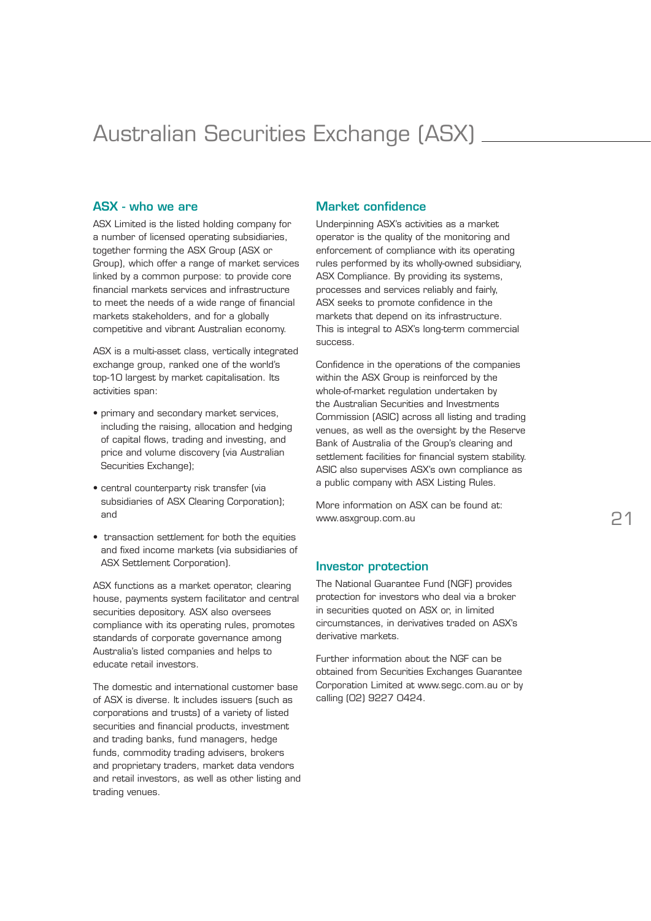# Australian Securities Exchange (ASX)

## ASX - who we are

ASX Limited is the listed holding company for a number of licensed operating subsidiaries, together forming the ASX Group (ASX or Group), which offer a range of market services linked by a common purpose: to provide core financial markets services and infrastructure to meet the needs of a wide range of financial markets stakeholders, and for a globally competitive and vibrant Australian economy.

ASX is a multi-asset class, vertically integrated exchange group, ranked one of the world's top-10 largest by market capitalisation. Its activities span:

- primary and secondary market services, including the raising, allocation and hedging of capital flows, trading and investing, and price and volume discovery (via Australian Securities Exchange);
- central counterparty risk transfer (via subsidiaries of ASX Clearing Corporation); and
- transaction settlement for both the equities and fixed income markets (via subsidiaries of ASX Settlement Corporation).

ASX functions as a market operator, clearing house, payments system facilitator and central securities depository. ASX also oversees compliance with its operating rules, promotes standards of corporate governance among Australia's listed companies and helps to educate retail investors.

The domestic and international customer base of ASX is diverse. It includes issuers (such as corporations and trusts) of a variety of listed securities and financial products, investment and trading banks, fund managers, hedge funds, commodity trading advisers, brokers and proprietary traders, market data vendors and retail investors, as well as other listing and trading venues.

## Market confidence

Underpinning ASX's activities as a market operator is the quality of the monitoring and enforcement of compliance with its operating rules performed by its wholly-owned subsidiary, ASX Compliance. By providing its systems, processes and services reliably and fairly, ASX seeks to promote confidence in the markets that depend on its infrastructure. This is integral to ASX's long-term commercial success.

Confidence in the operations of the companies within the ASX Group is reinforced by the whole-of-market regulation undertaken by the Australian Securities and Investments Commission (ASIC) across all listing and trading venues, as well as the oversight by the Reserve Bank of Australia of the Group's clearing and settlement facilities for financial system stability. ASIC also supervises ASX's own compliance as a public company with ASX Listing Rules.

More information on ASX can be found at: www.asxgroup.com.au

## Investor protection

The National Guarantee Fund (NGF) provides protection for investors who deal via a broker in securities quoted on ASX or, in limited circumstances, in derivatives traded on ASX's derivative markets.

Further information about the NGF can be obtained from Securities Exchanges Guarantee Corporation Limited at www.segc.com.au or by calling (02) 9227 0424.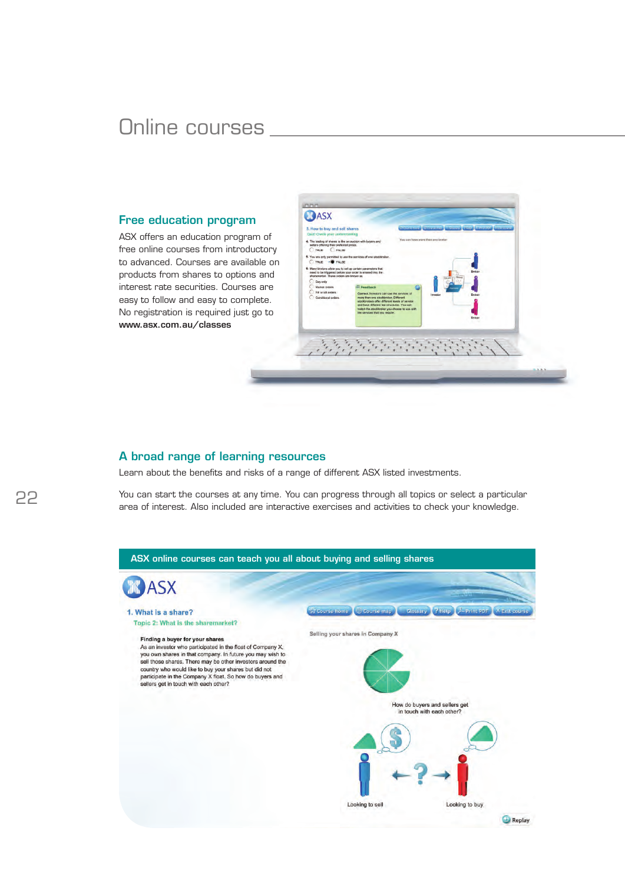# Online courses

## Free education program

ASX offers an education program of free online courses from introductory to advanced. Courses are available on products from shares to options and interest rate securities. Courses are easy to follow and easy to complete. No registration is required just go to **www.asx.com.au/classes**

## A broad range of learning resources

Learn about the benefits and risks of a range of different ASX listed investments.

You can start the courses at any time. You can progress through all topics or select a particular area of interest. Also included are interactive exercises and activities to check your knowledge.

**ASX online courses can teach you all about buying and selling shares**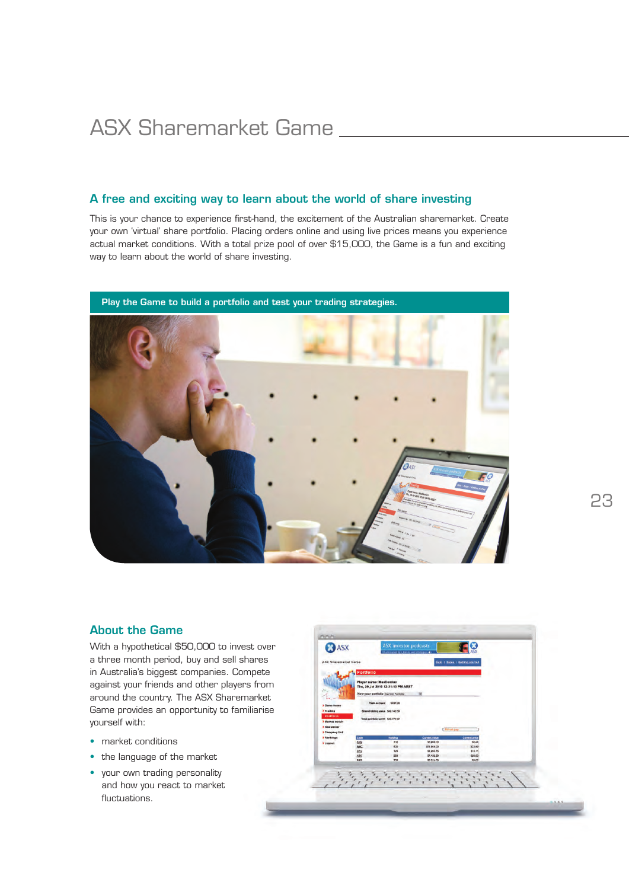# ASX Sharemarket Game

## A free and exciting way to learn about the world of share investing

This is your chance to experience first-hand, the excitement of the Australian sharemarket. Create your own 'virtual' share portfolio. Placing orders online and using live prices means you experience actual market conditions. With a total prize pool of over $15,000, the Game is a fun and exciting way to learn about the world of share investing.

**Play the Game to build a portfolio and test your trading strategies.**

## About the Game

With a hypothetical $50,000 to invest over a three month period, buy and sell shares in Australia's biggest companies. Compete against your friends and other players from around the country. The ASX Sharemarket Game provides an opportunity to familiarise yourself with:

- market conditions
- the language of the market
- your own trading personality and how you react to market fluctuations.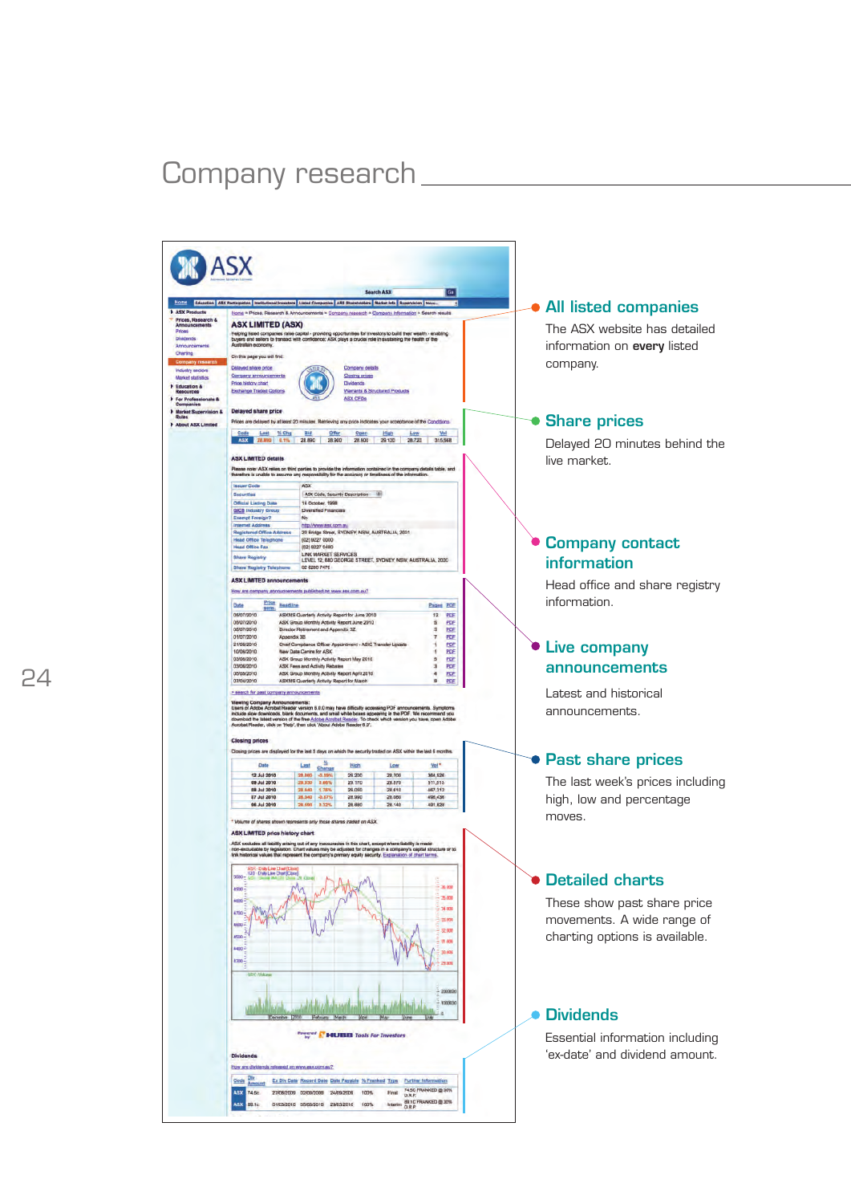# Company research

## All listed companies

The ASX website has detailed information on **every** listed company.

## Share prices

Delayed 20 minutes behind the live market.

## Company contact information

Head office and share registry information.

## Live company announcements

Latest and historical announcements.

## Past share prices

The last week's prices including high, low and percentage moves.

## Detailed charts

These show past share price movements. A wide range of charting options is available.

## Dividends

Essential information including 'ex-date' and dividend amount.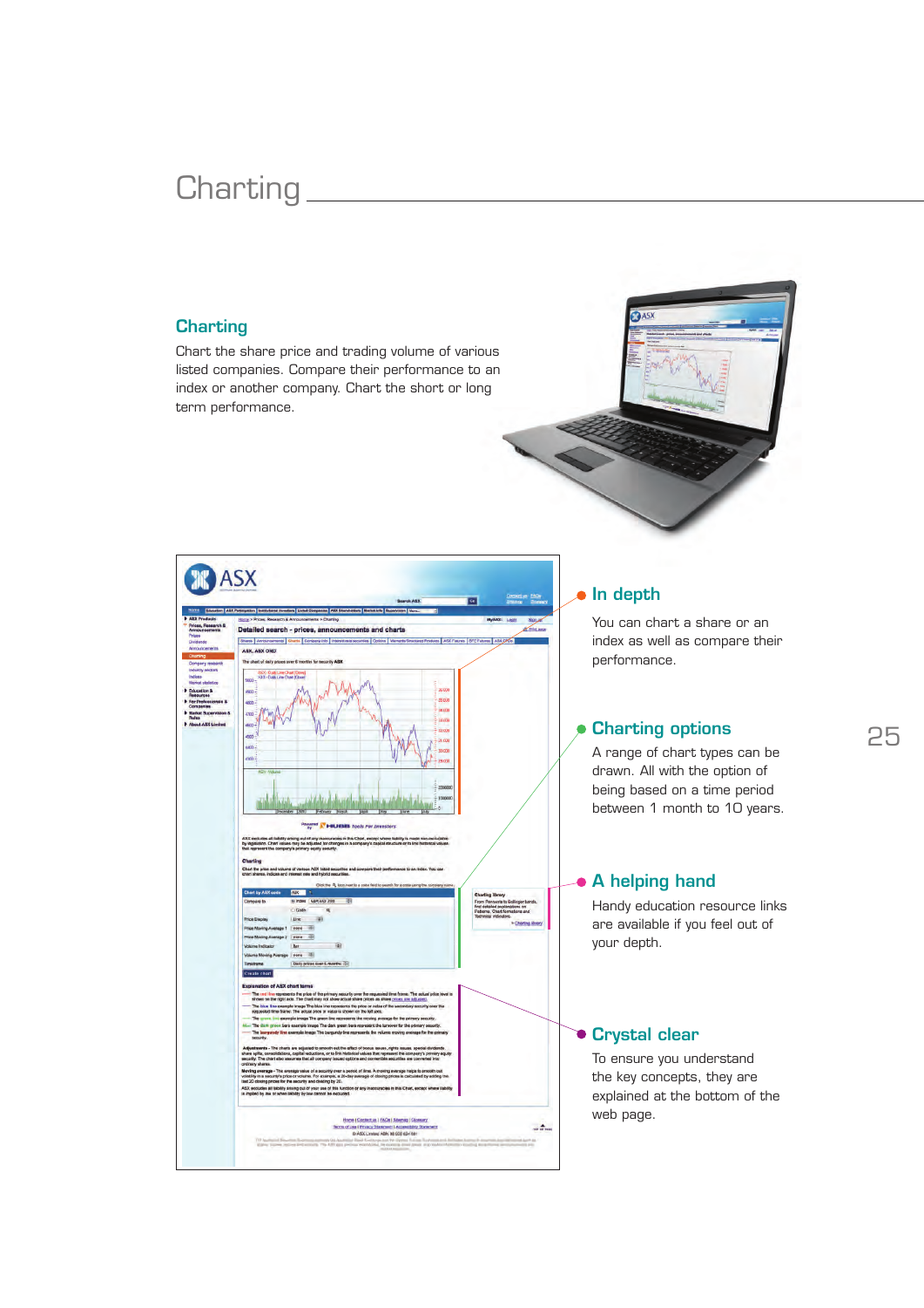# Charting

## Charting

Chart the share price and trading volume of various listed companies. Compare their performance to an index or another company. Chart the short or long term performance.

### In depth

You can chart a share or an index as well as compare their performance.

### Charting options

A range of chart types can be drawn. All with the option of being based on a time period between 1 month to 10 years.

### A helping hand

Handy education resource links are available if you feel out of your depth.

### Crystal clear

To ensure you understand the key concepts, they are explained at the bottom of the web page.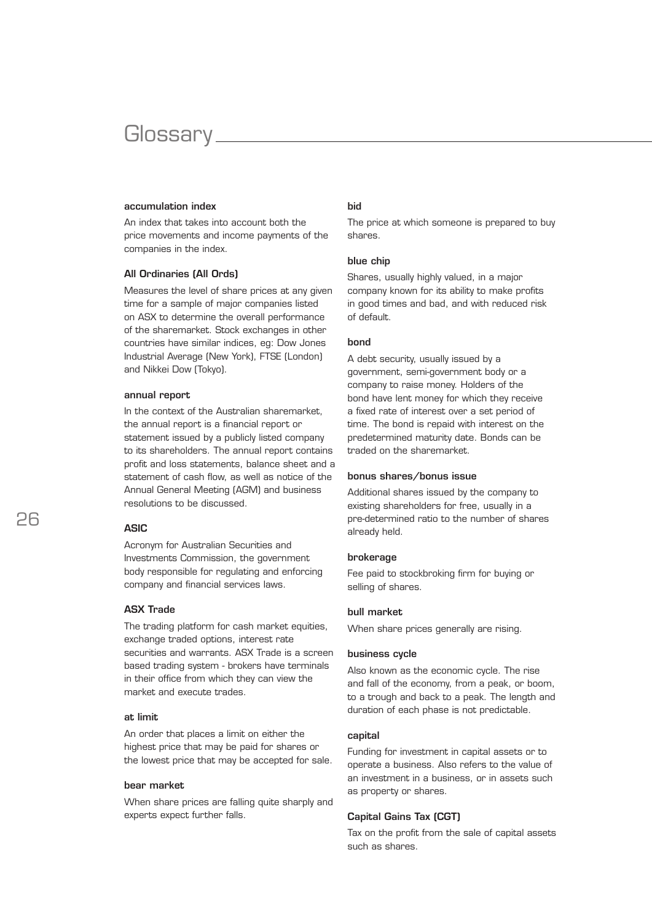# Glossary

**accumulation index**

An index that takes into account both the price movements and income payments of the companies in the index.

**All Ordinaries (All Ords)**

Measures the level of share prices at any given time for a sample of major companies listed on ASX to determine the overall performance of the sharemarket. Stock exchanges in other countries have similar indices, eg: Dow Jones Industrial Average (New York), FTSE (London) and Nikkei Dow (Tokyo).

**annual report**

In the context of the Australian sharemarket, the annual report is a financial report or statement issued by a publicly listed company to its shareholders. The annual report contains profit and loss statements, balance sheet and a statement of cash flow, as well as notice of the Annual General Meeting (AGM) and business resolutions to be discussed.

**ASIC**

Acronym for Australian Securities and Investments Commission, the government body responsible for regulating and enforcing company and financial services laws.

**ASX Trade**

The trading platform for cash market equities, exchange traded options, interest rate securities and warrants. ASX Trade is a screen based trading system - brokers have terminals in their office from which they can view the market and execute trades.

**at limit**

An order that places a limit on either the highest price that may be paid for shares or the lowest price that may be accepted for sale.

**bear market**

When share prices are falling quite sharply and experts expect further falls.

**bid**

The price at which someone is prepared to buy shares.

**blue chip**

Shares, usually highly valued, in a major company known for its ability to make profits in good times and bad, and with reduced risk of default.

**bond**

A debt security, usually issued by a government, semi-government body or a company to raise money. Holders of the bond have lent money for which they receive a fixed rate of interest over a set period of time. The bond is repaid with interest on the predetermined maturity date. Bonds can be traded on the sharemarket.

**bonus shares/bonus issue**

Additional shares issued by the company to existing shareholders for free, usually in a pre-determined ratio to the number of shares already held.

**brokerage**

Fee paid to stockbroking firm for buying or selling of shares.

**bull market**

When share prices generally are rising.

**business cycle**

Also known as the economic cycle. The rise and fall of the economy, from a peak, or boom, to a trough and back to a peak. The length and duration of each phase is not predictable.

**capital**

Funding for investment in capital assets or to operate a business. Also refers to the value of an investment in a business, or in assets such as property or shares.

**Capital Gains Tax (CGT)**

Tax on the profit from the sale of capital assets such as shares.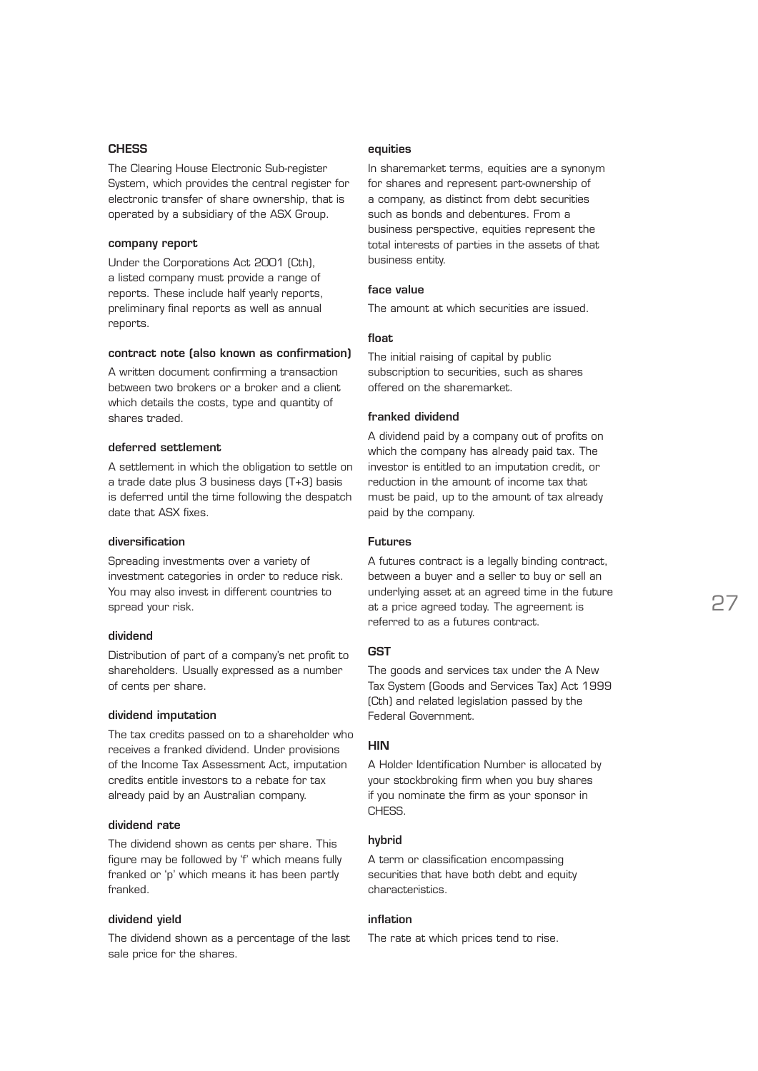**CHESS**

The Clearing House Electronic Sub-register System, which provides the central register for electronic transfer of share ownership, that is operated by a subsidiary of the ASX Group.

**company report**

Under the Corporations Act 2001 (Cth), a listed company must provide a range of reports. These include half yearly reports, preliminary final reports as well as annual reports.

**contract note (also known as confirmation)**

A written document confirming a transaction between two brokers or a broker and a client which details the costs, type and quantity of shares traded.

**deferred settlement**

A settlement in which the obligation to settle on a trade date plus 3 business days (T+3) basis is deferred until the time following the despatch date that ASX fixes.

**diversification**

Spreading investments over a variety of investment categories in order to reduce risk. You may also invest in different countries to spread your risk.

**dividend**

Distribution of part of a company's net profit to shareholders. Usually expressed as a number of cents per share.

**dividend imputation**

The tax credits passed on to a shareholder who receives a franked dividend. Under provisions of the Income Tax Assessment Act, imputation credits entitle investors to a rebate for tax already paid by an Australian company.

**dividend rate**

The dividend shown as cents per share. This figure may be followed by 'f' which means fully franked or 'p' which means it has been partly franked.

**dividend yield**

The dividend shown as a percentage of the last sale price for the shares.

**equities**

In sharemarket terms, equities are a synonym for shares and represent part-ownership of a company, as distinct from debt securities such as bonds and debentures. From a business perspective, equities represent the total interests of parties in the assets of that business entity.

**face value**

The amount at which securities are issued.

**float**

The initial raising of capital by public subscription to securities, such as shares offered on the sharemarket.

**franked dividend**

A dividend paid by a company out of profits on which the company has already paid tax. The investor is entitled to an imputation credit, or reduction in the amount of income tax that must be paid, up to the amount of tax already paid by the company.

**Futures**

A futures contract is a legally binding contract, between a buyer and a seller to buy or sell an underlying asset at an agreed time in the future at a price agreed today. The agreement is referred to as a futures contract.

**GST**

The goods and services tax under the A New Tax System (Goods and Services Tax) Act 1999 (Cth) and related legislation passed by the Federal Government.

**HIN**

A Holder Identification Number is allocated by your stockbroking firm when you buy shares if you nominate the firm as your sponsor in CHESS.

**hybrid**

A term or classification encompassing securities that have both debt and equity characteristics.

**inflation**

The rate at which prices tend to rise.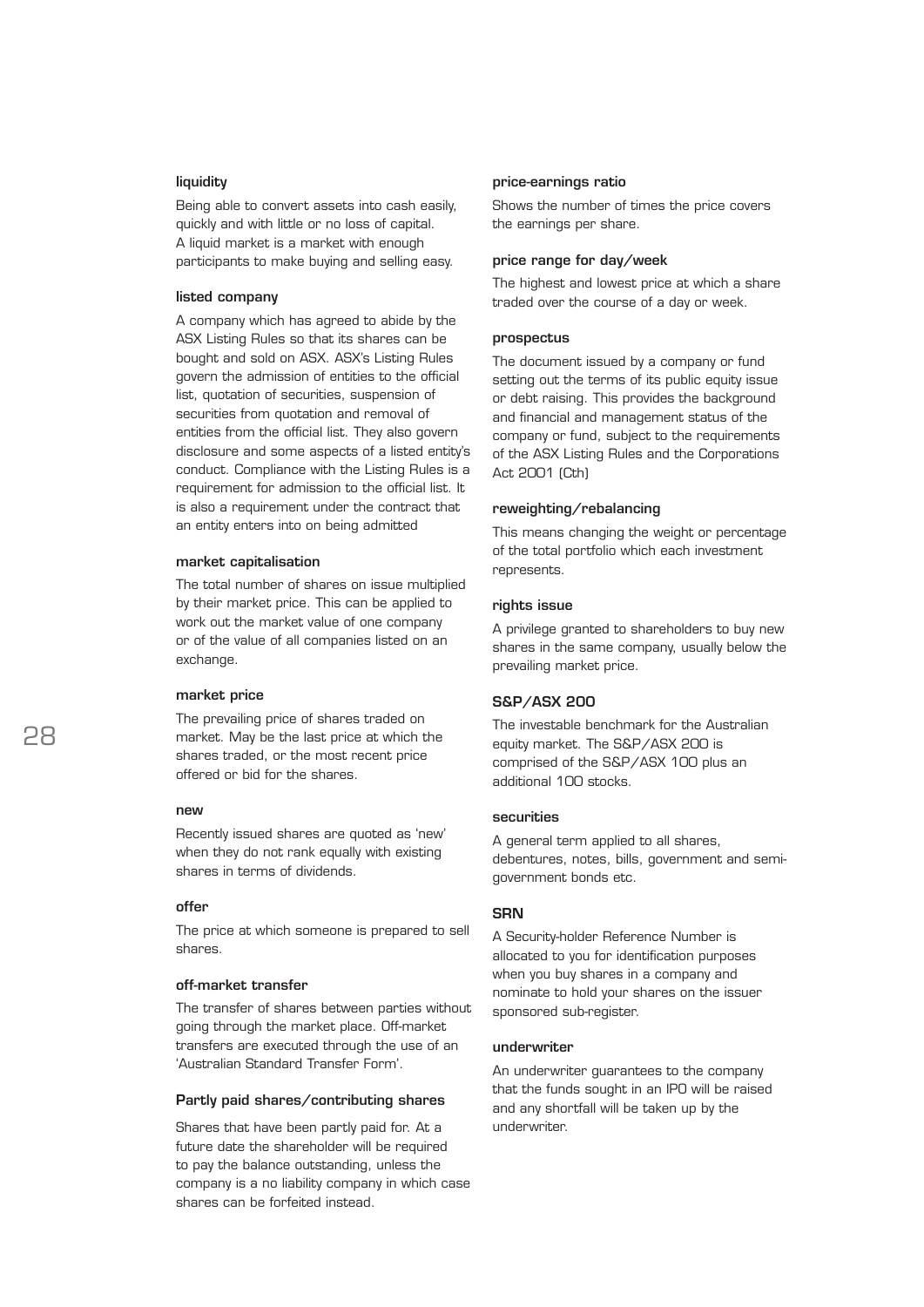### liquidity

Being able to convert assets into cash easily, quickly and with little or no loss of capital. A liquid market is a market with enough participants to make buying and selling easy.

### listed company

A company which has agreed to abide by the ASX Listing Rules so that its shares can be bought and sold on ASX. ASX's Listing Rules govern the admission of entities to the official list, quotation of securities, suspension of securities from quotation and removal of entities from the official list. They also govern disclosure and some aspects of a listed entity's conduct. Compliance with the Listing Rules is a requirement for admission to the official list. It is also a requirement under the contract that an entity enters into on being admitted

### market capitalisation

The total number of shares on issue multiplied by their market price. This can be applied to work out the market value of one company or of the value of all companies listed on an exchange.

### market price

The prevailing price of shares traded on market. May be the last price at which the shares traded, or the most recent price offered or bid for the shares.

### new

Recently issued shares are quoted as 'new' when they do not rank equally with existing shares in terms of dividends.

### offer

The price at which someone is prepared to sell shares.

### off-market transfer

The transfer of shares between parties without going through the market place. Off-market transfers are executed through the use of an 'Australian Standard Transfer Form'.

### Partly paid shares/contributing shares

Shares that have been partly paid for. At a future date the shareholder will be required to pay the balance outstanding, unless the company is a no liability company in which case shares can be forfeited instead.

### price-earnings ratio

Shows the number of times the price covers the earnings per share.

### price range for day/week

The highest and lowest price at which a share traded over the course of a day or week.

### prospectus

The document issued by a company or fund setting out the terms of its public equity issue or debt raising. This provides the background and financial and management status of the company or fund, subject to the requirements of the ASX Listing Rules and the Corporations Act 2001 (Cth)

### reweighting/rebalancing

This means changing the weight or percentage of the total portfolio which each investment represents.

### rights issue

A privilege granted to shareholders to buy new shares in the same company, usually below the prevailing market price.

### S&P/ASX 200

The investable benchmark for the Australian equity market. The S&P/ASX 200 is comprised of the S&P/ASX 100 plus an additional 100 stocks.

### securities

A general term applied to all shares, debentures, notes, bills, government and semi-government bonds etc.

### SRN

A Security-holder Reference Number is allocated to you for identification purposes when you buy shares in a company and nominate to hold your shares on the issuer sponsored sub-register.

### underwriter

An underwriter guarantees to the company that the funds sought in an IPO will be raised and any shortfall will be taken up by the underwriter.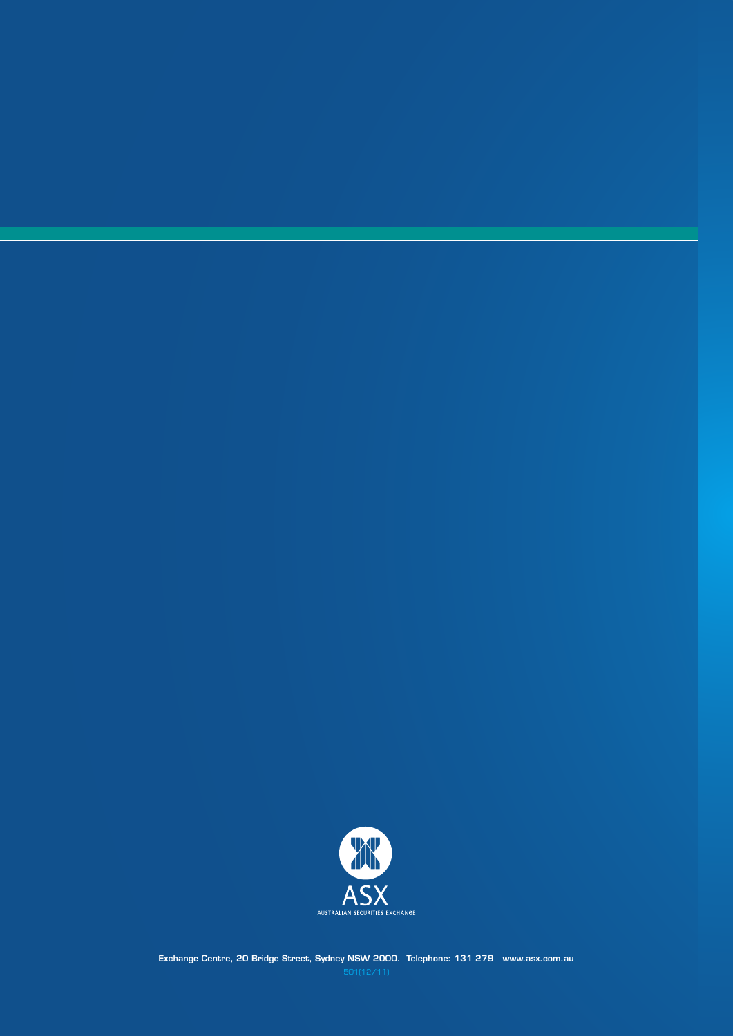ASX

AUSTRALIAN SECURITIES EXCHANGE

Exchange Centre, 20 Bridge Street, Sydney NSW 2000. Telephone: 131 279 www.asx.com.au

501(12/11)